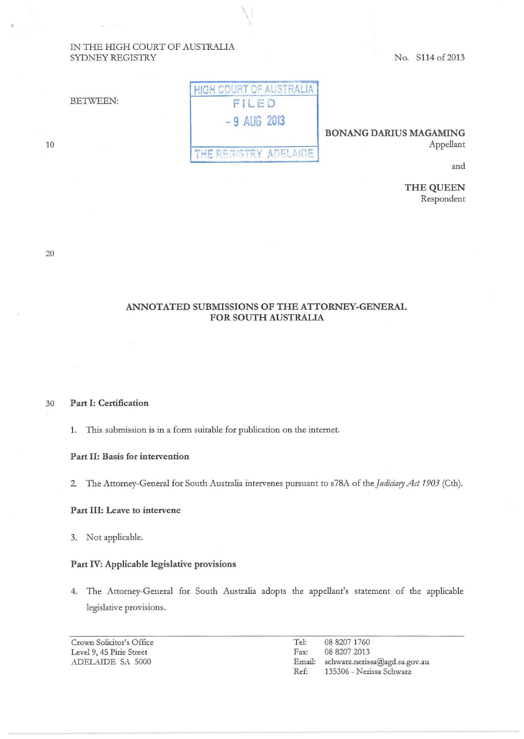IN THE HIGH COURT OF AUSTRALIA
SYDNEY REGISTRY

No. S114 of 2013

BETWEEN:

HIGH COURT OF AUSTRALIA
FILED
- 9 AUG 2013
THE REGISTRY ADELAIDE

**BONANG DARIUS MAGAMING**
Appellant

and

**THE QUEEN**
Respondent

## ANNOTATED SUBMISSIONS OF THE ATTORNEY-GENERAL FOR SOUTH AUSTRALIA

### Part I: Certification

1. This submission is in a form suitable for publication on the internet.

### Part II: Basis for intervention

2. The Attorney-General for South Australia intervenes pursuant to s78A of the *Judiciary Act 1903* (Cth).

### Part III: Leave to intervene

3. Not applicable.

### Part IV: Applicable legislative provisions

4. The Attorney-General for South Australia adopts the appellant's statement of the applicable legislative provisions.

Crown Solicitor's Office
Level 9, 45 Pirie Street
ADELAIDE SA 5000

Tel: 08 8207 1760
Fax: 08 8207 2013
Email: schwarz.nerissa@agd.sa.gov.au
Ref: 135306 - Nerissa Schwarz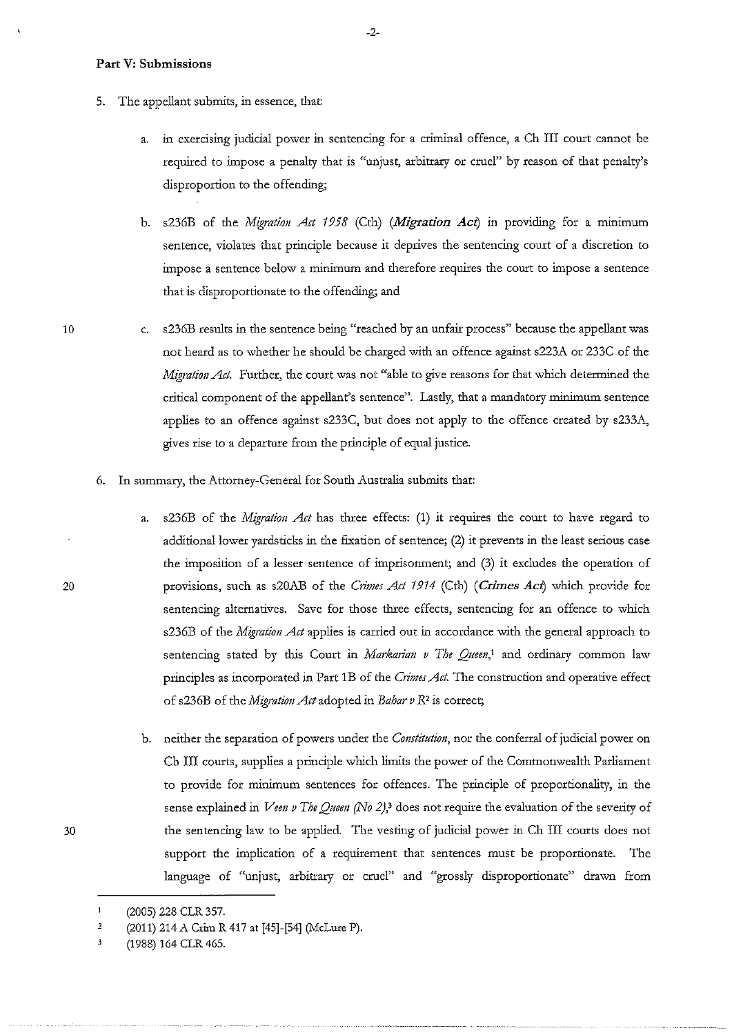**Part V: Submissions**

5. The appellant submits, in essence, that:

   a. in exercising judicial power in sentencing for a criminal offence, a Ch III court cannot be required to impose a penalty that is "unjust, arbitrary or cruel" by reason of that penalty's disproportion to the offending;

   b. s236B of the *Migration Act 1958* (Cth) (***Migration Act***) in providing for a minimum sentence, violates that principle because it deprives the sentencing court of a discretion to impose a sentence below a minimum and therefore requires the court to impose a sentence that is disproportionate to the offending; and

   c. s236B results in the sentence being "reached by an unfair process" because the appellant was not heard as to whether he should be charged with an offence against s223A or 233C of the *Migration Act*. Further, the court was not "able to give reasons for that which determined the critical component of the appellant's sentence". Lastly, that a mandatory minimum sentence applies to an offence against s233C, but does not apply to the offence created by s233A, gives rise to a departure from the principle of equal justice.

6. In summary, the Attorney-General for South Australia submits that:

   a. s236B of the *Migration Act* has three effects: (1) it requires the court to have regard to additional lower yardsticks in the fixation of sentence; (2) it prevents in the least serious case the imposition of a lesser sentence of imprisonment; and (3) it excludes the operation of provisions, such as s20AB of the *Crimes Act 1914* (Cth) (***Crimes Act***) which provide for sentencing alternatives. Save for those three effects, sentencing for an offence to which s236B of the *Migration Act* applies is carried out in accordance with the general approach to sentencing stated by this Court in *Markarian v The Queen*,[1] and ordinary common law principles as incorporated in Part 1B of the *Crimes Act*. The construction and operative effect of s236B of the *Migration Act* adopted in *Bahar v R*[2] is correct;

   b. neither the separation of powers under the *Constitution*, nor the conferral of judicial power on Ch III courts, supplies a principle which limits the power of the Commonwealth Parliament to provide for minimum sentences for offences. The principle of proportionality, in the sense explained in *Veen v The Queen (No 2)*,[3] does not require the evaluation of the severity of the sentencing law to be applied. The vesting of judicial power in Ch III courts does not support the implication of a requirement that sentences must be proportionate. The language of "unjust, arbitrary or cruel" and "grossly disproportionate" drawn from

---

[1] (2005) 228 CLR 357.

[2] (2011) 214 A Crim R 417 at [45]-[54] (McLure P).

[3] (1988) 164 CLR 465.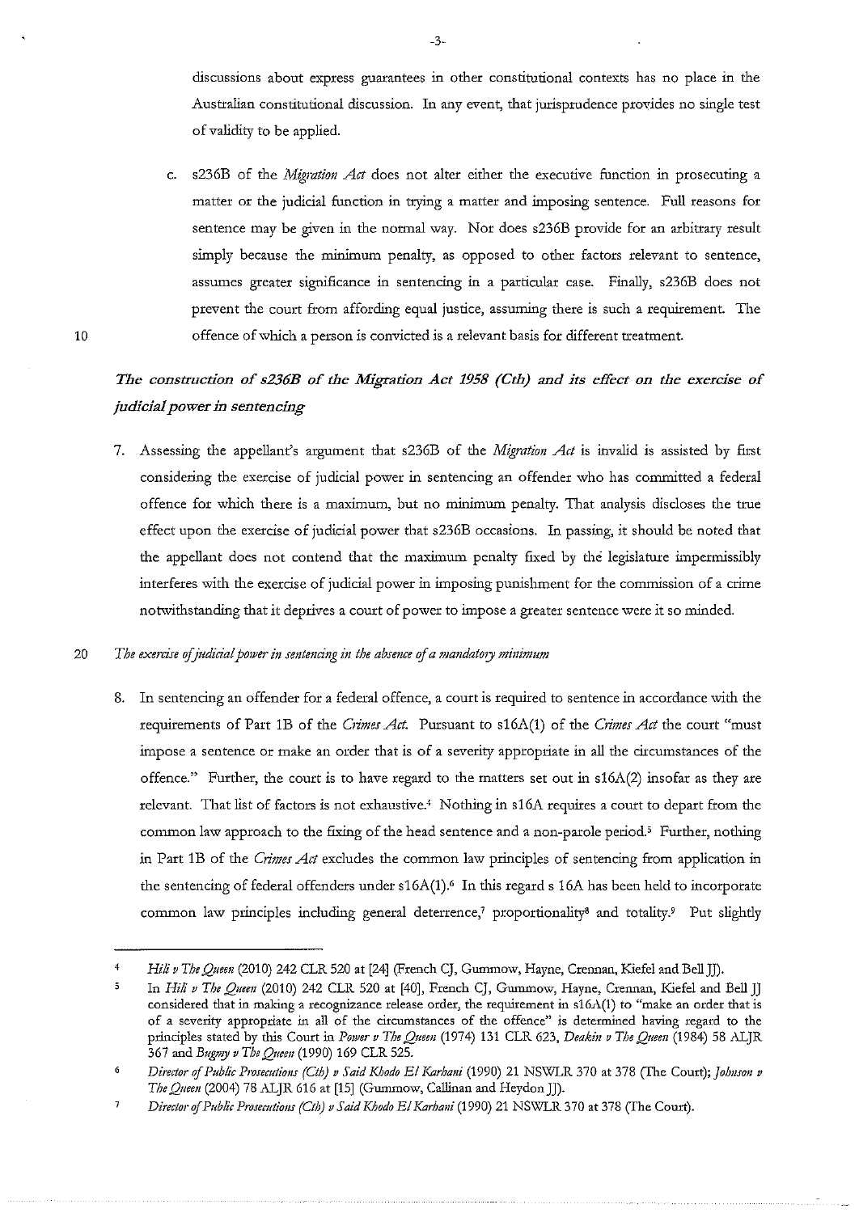discussions about express guarantees in other constitutional contexts has no place in the Australian constitutional discussion. In any event, that jurisprudence provides no single test of validity to be applied.

c. s236B of the *Migration Act* does not alter either the executive function in prosecuting a matter or the judicial function in trying a matter and imposing sentence. Full reasons for sentence may be given in the normal way. Nor does s236B provide for an arbitrary result simply because the minimum penalty, as opposed to other factors relevant to sentence, assumes greater significance in sentencing in a particular case. Finally, s236B does not prevent the court from affording equal justice, assuming there is such a requirement. The offence of which a person is convicted is a relevant basis for different treatment.

## *The construction of s236B of the Migration Act 1958 (Cth) and its effect on the exercise of judicial power in sentencing*

7. Assessing the appellant's argument that s236B of the *Migration Act* is invalid is assisted by first considering the exercise of judicial power in sentencing an offender who has committed a federal offence for which there is a maximum, but no minimum penalty. That analysis discloses the true effect upon the exercise of judicial power that s236B occasions. In passing, it should be noted that the appellant does not contend that the maximum penalty fixed by the legislature impermissibly interferes with the exercise of judicial power in imposing punishment for the commission of a crime notwithstanding that it deprives a court of power to impose a greater sentence were it so minded.

### *The exercise of judicial power in sentencing in the absence of a mandatory minimum*

8. In sentencing an offender for a federal offence, a court is required to sentence in accordance with the requirements of Part 1B of the *Crimes Act*. Pursuant to s16A(1) of the *Crimes Act* the court "must impose a sentence or make an order that is of a severity appropriate in all the circumstances of the offence." Further, the court is to have regard to the matters set out in s16A(2) insofar as they are relevant. That list of factors is not exhaustive.[4] Nothing in s16A requires a court to depart from the common law approach to the fixing of the head sentence and a non-parole period.[5] Further, nothing in Part 1B of the *Crimes Act* excludes the common law principles of sentencing from application in the sentencing of federal offenders under s16A(1).[6] In this regard s 16A has been held to incorporate common law principles including general deterrence,[7] proportionality[8] and totality.[9] Put slightly

---

[4] *Hili v The Queen* (2010) 242 CLR 520 at [24] (French CJ, Gummow, Hayne, Crennan, Kiefel and Bell JJ).

[5] In *Hili v The Queen* (2010) 242 CLR 520 at [40], French CJ, Gummow, Hayne, Crennan, Kiefel and Bell JJ considered that in making a recognizance release order, the requirement in s16A(1) to "make an order that is of a severity appropriate in all of the circumstances of the offence" is determined having regard to the principles stated by this Court in *Power v The Queen* (1974) 131 CLR 623, *Deakin v The Queen* (1984) 58 ALJR 367 and *Bugmy v The Queen* (1990) 169 CLR 525.

[6] *Director of Public Prosecutions (Cth) v Said Khodo El Karhani* (1990) 21 NSWLR 370 at 378 (The Court); *Johnson v The Queen* (2004) 78 ALJR 616 at [15] (Gummow, Callinan and Heydon JJ).

[7] *Director of Public Prosecutions (Cth) v Said Khodo El Karhani* (1990) 21 NSWLR 370 at 378 (The Court).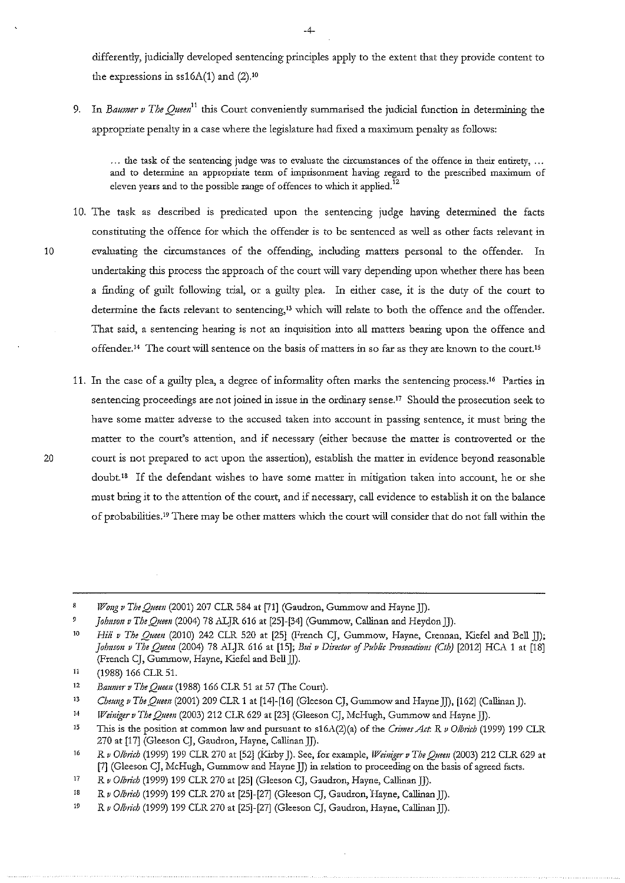differently, judicially developed sentencing principles apply to the extent that they provide content to the expressions in ss16A(1) and (2).[10]

9. In *Baumer v The Queen*[11] this Court conveniently summarised the judicial function in determining the appropriate penalty in a case where the legislature had fixed a maximum penalty as follows:

> … the task of the sentencing judge was to evaluate the circumstances of the offence in their entirety, … and to determine an appropriate term of imprisonment having regard to the prescribed maximum of eleven years and to the possible range of offences to which it applied.[12]

10. The task as described is predicated upon the sentencing judge having determined the facts constituting the offence for which the offender is to be sentenced as well as other facts relevant in evaluating the circumstances of the offending, including matters personal to the offender. In undertaking this process the approach of the court will vary depending upon whether there has been a finding of guilt following trial, or a guilty plea. In either case, it is the duty of the court to determine the facts relevant to sentencing,[13] which will relate to both the offence and the offender. That said, a sentencing hearing is not an inquisition into all matters bearing upon the offence and offender.[14] The court will sentence on the basis of matters in so far as they are known to the court.[15]

11. In the case of a guilty plea, a degree of informality often marks the sentencing process.[16] Parties in sentencing proceedings are not joined in issue in the ordinary sense.[17] Should the prosecution seek to have some matter adverse to the accused taken into account in passing sentence, it must bring the matter to the court's attention, and if necessary (either because the matter is controverted or the court is not prepared to act upon the assertion), establish the matter in evidence beyond reasonable doubt.[18] If the defendant wishes to have some matter in mitigation taken into account, he or she must bring it to the attention of the court, and if necessary, call evidence to establish it on the balance of probabilities.[19] There may be other matters which the court will consider that do not fall within the

---

8 *Wong v The Queen* (2001) 207 CLR 584 at [71] (Gaudron, Gummow and Hayne JJ).

9 *Johnson v The Queen* (2004) 78 ALJR 616 at [25]-[34] (Gummow, Callinan and Heydon JJ).

10 *Hili v The Queen* (2010) 242 CLR 520 at [25] (French CJ, Gummow, Hayne, Crennan, Kiefel and Bell JJ); *Johnson v The Queen* (2004) 78 ALJR 616 at [15]; *Bui v Director of Public Prosecutions (Cth)* [2012] HCA 1 at [18] (French CJ, Gummow, Hayne, Kiefel and Bell JJ).

11 (1988) 166 CLR 51.

12 *Baumer v The Queen* (1988) 166 CLR 51 at 57 (The Court).

13 *Cheung v The Queen* (2001) 209 CLR 1 at [14]-[16] (Gleeson CJ, Gummow and Hayne JJ), [162] (Callinan J).

14 *Weiniger v The Queen* (2003) 212 CLR 629 at [23] (Gleeson CJ, McHugh, Gummow and Hayne JJ).

15 This is the position at common law and pursuant to s16A(2)(a) of the *Crimes Act*: *R v Olbrich* (1999) 199 CLR 270 at [17] (Gleeson CJ, Gaudron, Hayne, Callinan JJ).

16 *R v Olbrich* (1999) 199 CLR 270 at [52] (Kirby J). See, for example, *Weiniger v The Queen* (2003) 212 CLR 629 at [7] (Gleeson CJ, McHugh, Gummow and Hayne JJ) in relation to proceeding on the basis of agreed facts.

17 *R v Olbrich* (1999) 199 CLR 270 at [25] (Gleeson CJ, Gaudron, Hayne, Callinan JJ).

18 *R v Olbrich* (1999) 199 CLR 270 at [25]-[27] (Gleeson CJ, Gaudron, Hayne, Callinan JJ).

19 *R v Olbrich* (1999) 199 CLR 270 at [25]-[27] (Gleeson CJ, Gaudron, Hayne, Callinan JJ).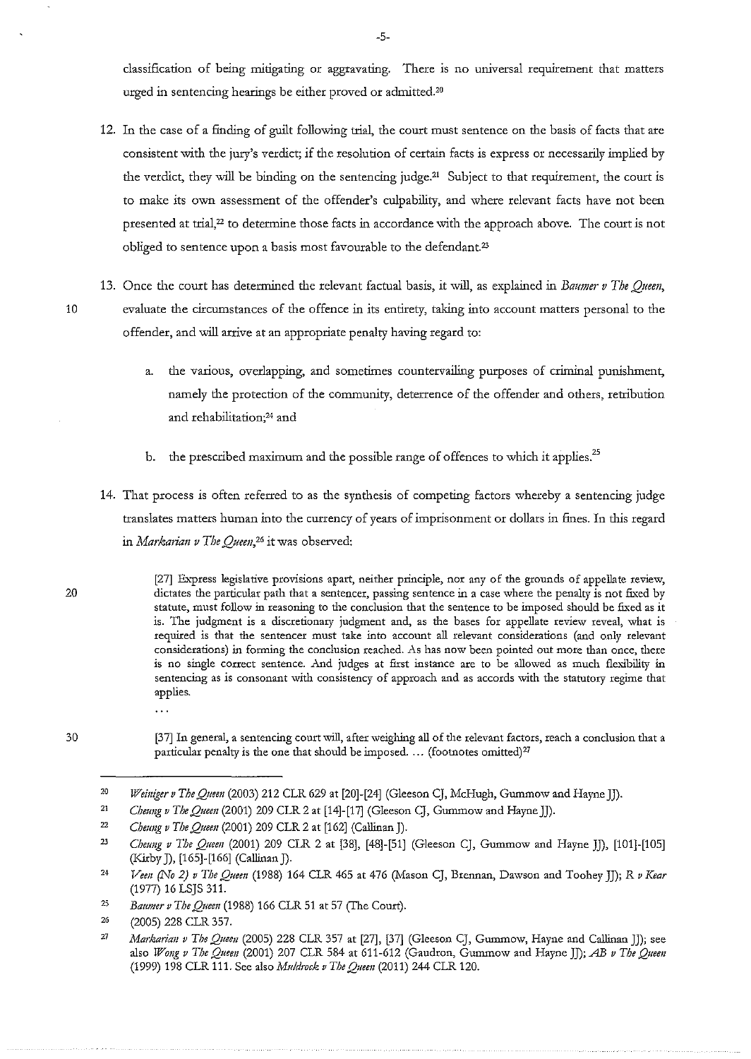classification of being mitigating or aggravating. There is no universal requirement that matters urged in sentencing hearings be either proved or admitted.[20]

12. In the case of a finding of guilt following trial, the court must sentence on the basis of facts that are consistent with the jury's verdict; if the resolution of certain facts is express or necessarily implied by the verdict, they will be binding on the sentencing judge.[21] Subject to that requirement, the court is to make its own assessment of the offender's culpability, and where relevant facts have not been presented at trial,[22] to determine those facts in accordance with the approach above. The court is not obliged to sentence upon a basis most favourable to the defendant.[23]

13. Once the court has determined the relevant factual basis, it will, as explained in *Baumer v The Queen*, evaluate the circumstances of the offence in its entirety, taking into account matters personal to the offender, and will arrive at an appropriate penalty having regard to:

    a. the various, overlapping, and sometimes countervailing purposes of criminal punishment, namely the protection of the community, deterrence of the offender and others, retribution and rehabilitation;[24] and

    b. the prescribed maximum and the possible range of offences to which it applies.[25]

14. That process is often referred to as the synthesis of competing factors whereby a sentencing judge translates matters human into the currency of years of imprisonment or dollars in fines. In this regard in *Markarian v The Queen*,[26] it was observed:

> [27] Express legislative provisions apart, neither principle, nor any of the grounds of appellate review, dictates the particular path that a sentencer, passing sentence in a case where the penalty is not fixed by statute, must follow in reasoning to the conclusion that the sentence to be imposed should be fixed as it is. The judgment is a discretionary judgment and, as the bases for appellate review reveal, what is required is that the sentencer must take into account all relevant considerations (and only relevant considerations) in forming the conclusion reached. As has now been pointed out more than once, there is no single correct sentence. And judges at first instance are to be allowed as much flexibility in sentencing as is consonant with consistency of approach and as accords with the statutory regime that applies.
>
> ...
>
> [37] In general, a sentencing court will, after weighing all of the relevant factors, reach a conclusion that a particular penalty is the one that should be imposed. ... (footnotes omitted)[27]

---

[20] *Weiniger v The Queen* (2003) 212 CLR 629 at [20]-[24] (Gleeson CJ, McHugh, Gummow and Hayne JJ).

[21] *Cheung v The Queen* (2001) 209 CLR 2 at [14]-[17] (Gleeson CJ, Gummow and Hayne JJ).

[22] *Cheung v The Queen* (2001) 209 CLR 2 at [162] (Callinan J).

[23] *Cheung v The Queen* (2001) 209 CLR 2 at [38], [48]-[51] (Gleeson CJ, Gummow and Hayne JJ), [101]-[105] (Kirby J), [165]-[166] (Callinan J).

[24] *Veen (No 2) v The Queen* (1988) 164 CLR 465 at 476 (Mason CJ, Brennan, Dawson and Toohey JJ); *R v Kear* (1977) 16 LSJS 311.

[25] *Baumer v The Queen* (1988) 166 CLR 51 at 57 (The Court).

[26] (2005) 228 CLR 357.

[27] *Markarian v The Queen* (2005) 228 CLR 357 at [27], [37] (Gleeson CJ, Gummow, Hayne and Callinan JJ); see also *Wong v The Queen* (2001) 207 CLR 584 at 611-612 (Gaudron, Gummow and Hayne JJ); *AB v The Queen* (1999) 198 CLR 111. See also *Muldrock v The Queen* (2011) 244 CLR 120.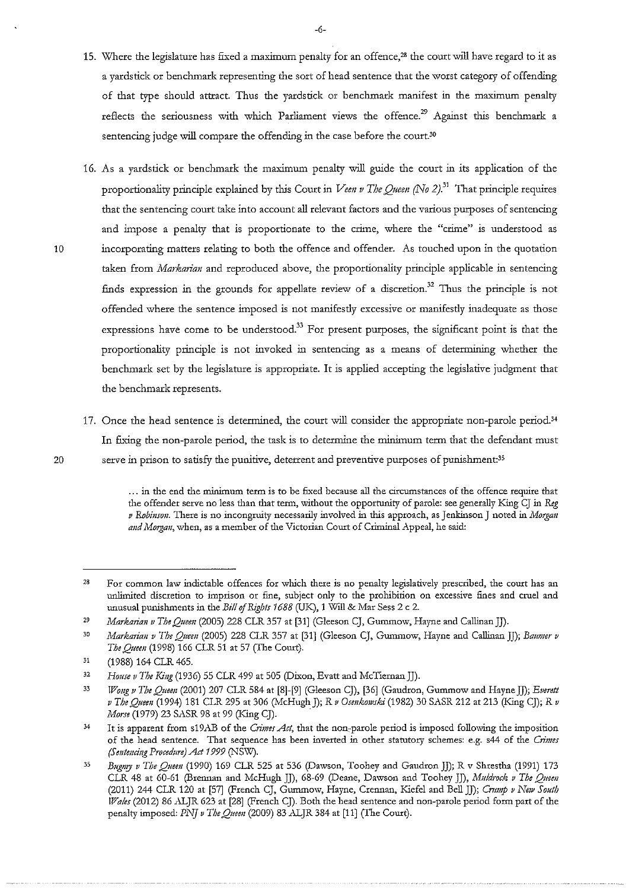15. Where the legislature has fixed a maximum penalty for an offence,[28] the court will have regard to it as a yardstick or benchmark representing the sort of head sentence that the worst category of offending of that type should attract. Thus the yardstick or benchmark manifest in the maximum penalty reflects the seriousness with which Parliament views the offence.[29] Against this benchmark a sentencing judge will compare the offending in the case before the court.[30]

16. As a yardstick or benchmark the maximum penalty will guide the court in its application of the proportionality principle explained by this Court in *Veen v The Queen (No 2)*.[31] That principle requires that the sentencing court take into account all relevant factors and the various purposes of sentencing and impose a penalty that is proportionate to the crime, where the "crime" is understood as incorporating matters relating to both the offence and offender. As touched upon in the quotation taken from *Markarian* and reproduced above, the proportionality principle applicable in sentencing finds expression in the grounds for appellate review of a discretion.[32] Thus the principle is not offended where the sentence imposed is not manifestly excessive or manifestly inadequate as those expressions have come to be understood.[33] For present purposes, the significant point is that the proportionality principle is not invoked in sentencing as a means of determining whether the benchmark set by the legislature is appropriate. It is applied accepting the legislative judgment that the benchmark represents.

17. Once the head sentence is determined, the court will consider the appropriate non-parole period.[34] In fixing the non-parole period, the task is to determine the minimum term that the defendant must serve in prison to satisfy the punitive, deterrent and preventive purposes of punishment:[35]

> ... in the end the minimum term is to be fixed because all the circumstances of the offence require that the offender serve no less than that term, without the opportunity of parole: see generally King CJ in *Reg v Robinson*. There is no incongruity necessarily involved in this approach, as Jenkinson J noted in *Morgan and Morgan*, when, as a member of the Victorian Court of Criminal Appeal, he said:

---

[28] For common law indictable offences for which there is no penalty legislatively prescribed, the court has an unlimited discretion to imprison or fine, subject only to the prohibition on excessive fines and cruel and unusual punishments in the *Bill of Rights 1688* (UK), 1 Will & Mar Sess 2 c 2.

[29] *Markarian v The Queen* (2005) 228 CLR 357 at [31] (Gleeson CJ, Gummow, Hayne and Callinan JJ).

[30] *Markarian v The Queen* (2005) 228 CLR 357 at [31] (Gleeson CJ, Gummow, Hayne and Callinan JJ); *Baumer v The Queen* (1998) 166 CLR 51 at 57 (The Court).

[31] (1988) 164 CLR 465.

[32] *House v The King* (1936) 55 CLR 499 at 505 (Dixon, Evatt and McTiernan JJ).

[33] *Wong v The Queen* (2001) 207 CLR 584 at [8]-[9] (Gleeson CJ), [36] (Gaudron, Gummow and Hayne JJ); *Everett v The Queen* (1994) 181 CLR 295 at 306 (McHugh J); *R v Osenkowski* (1982) 30 SASR 212 at 213 (King CJ); *R v Morse* (1979) 23 SASR 98 at 99 (King CJ).

[34] It is apparent from s19AB of the *Crimes Act*, that the non-parole period is imposed following the imposition of the head sentence. That sequence has been inverted in other statutory schemes: e.g. s44 of the *Crimes (Sentencing Procedure) Act 1999* (NSW).

[35] *Bugmy v The Queen* (1990) 169 CLR 525 at 536 (Dawson, Toohey and Gaudron JJ); R v Shrestha (1991) 173 CLR 48 at 60-61 (Brennan and McHugh JJ), 68-69 (Deane, Dawson and Toohey JJ), *Muldrock v The Queen* (2011) 244 CLR 120 at [57] (French CJ, Gummow, Hayne, Crennan, Kiefel and Bell JJ); *Crump v New South Wales* (2012) 86 ALJR 623 at [28] (French CJ). Both the head sentence and non-parole period form part of the penalty imposed: *PNJ v The Queen* (2009) 83 ALJR 384 at [11] (The Court).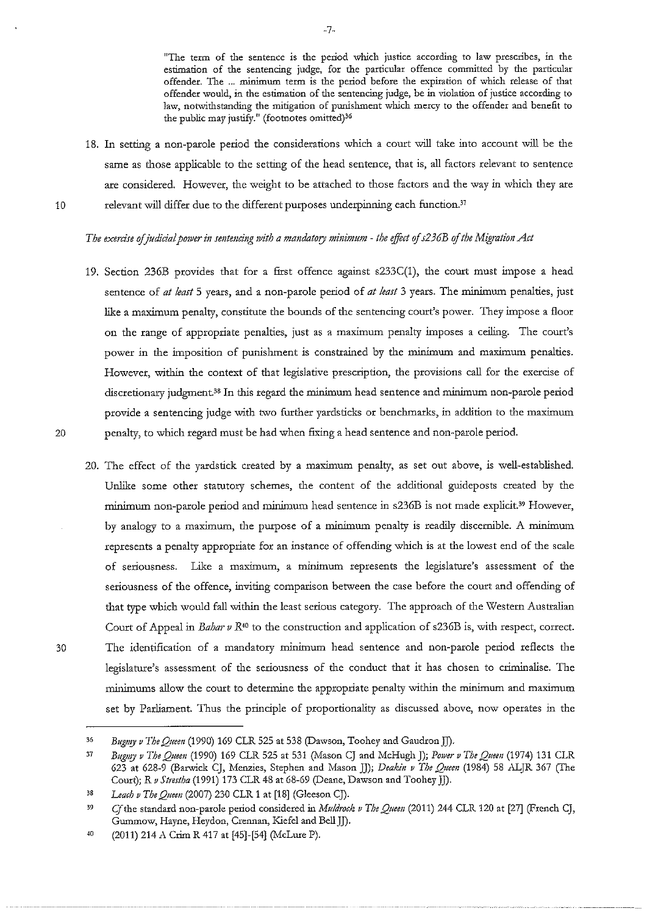> "The term of the sentence is the period which justice according to law prescribes, in the estimation of the sentencing judge, for the particular offence committed by the particular offender. The ... minimum term is the period before the expiration of which release of that offender would, in the estimation of the sentencing judge, be in violation of justice according to law, notwithstanding the mitigation of punishment which mercy to the offender and benefit to the public may justify." (footnotes omitted)[36]

18. In setting a non-parole period the considerations which a court will take into account will be the same as those applicable to the setting of the head sentence, that is, all factors relevant to sentence are considered. However, the weight to be attached to those factors and the way in which they are relevant will differ due to the different purposes underpinning each function.[37]

*The exercise of judicial power in sentencing with a mandatory minimum - the effect of s236B of the Migration Act*

19. Section 236B provides that for a first offence against s233C(1), the court must impose a head sentence of *at least* 5 years, and a non-parole period of *at least* 3 years. The minimum penalties, just like a maximum penalty, constitute the bounds of the sentencing court's power. They impose a floor on the range of appropriate penalties, just as a maximum penalty imposes a ceiling. The court's power in the imposition of punishment is constrained by the minimum and maximum penalties. However, within the context of that legislative prescription, the provisions call for the exercise of discretionary judgment.[38] In this regard the minimum head sentence and minimum non-parole period provide a sentencing judge with two further yardsticks or benchmarks, in addition to the maximum penalty, to which regard must be had when fixing a head sentence and non-parole period.

20. The effect of the yardstick created by a maximum penalty, as set out above, is well-established. Unlike some other statutory schemes, the content of the additional guideposts created by the minimum non-parole period and minimum head sentence in s236B is not made explicit.[39] However, by analogy to a maximum, the purpose of a minimum penalty is readily discernible. A minimum represents a penalty appropriate for an instance of offending which is at the lowest end of the scale of seriousness. Like a maximum, a minimum represents the legislature's assessment of the seriousness of the offence, inviting comparison between the case before the court and offending of that type which would fall within the least serious category. The approach of the Western Australian Court of Appeal in *Bahar v R*[40] to the construction and application of s236B is, with respect, correct. The identification of a mandatory minimum head sentence and non-parole period reflects the legislature's assessment of the seriousness of the conduct that it has chosen to criminalise. The minimums allow the court to determine the appropriate penalty within the minimum and maximum set by Parliament. Thus the principle of proportionality as discussed above, now operates in the

---

36 *Bugmy v The Queen* (1990) 169 CLR 525 at 538 (Dawson, Toohey and Gaudron JJ).

37 *Bugmy v The Queen* (1990) 169 CLR 525 at 531 (Mason CJ and McHugh J); *Power v The Queen* (1974) 131 CLR 623 at 628-9 (Barwick CJ, Menzies, Stephen and Mason JJ); *Deakin v The Queen* (1984) 58 ALJR 367 (The Court); *R v Strestha* (1991) 173 CLR 48 at 68-69 (Deane, Dawson and Toohey JJ).

38 *Leach v The Queen* (2007) 230 CLR 1 at [18] (Gleeson CJ).

39 *Cf* the standard non-parole period considered in *Muldrock v The Queen* (2011) 244 CLR 120 at [27] (French CJ, Gummow, Hayne, Heydon, Crennan, Kiefel and Bell JJ).

40 (2011) 214 A Crim R 417 at [45]-[54] (McLure P).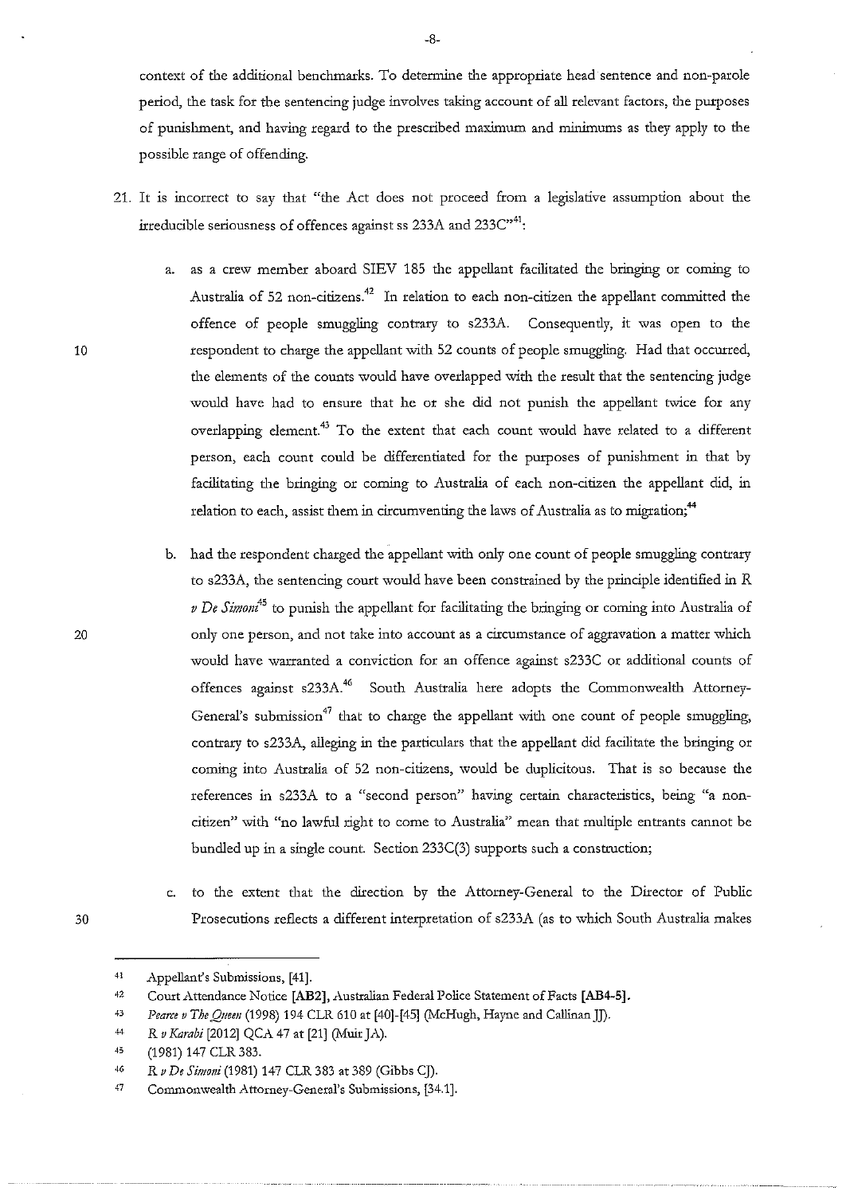context of the additional benchmarks. To determine the appropriate head sentence and non-parole period, the task for the sentencing judge involves taking account of all relevant factors, the purposes of punishment, and having regard to the prescribed maximum and minimums as they apply to the possible range of offending.

21. It is incorrect to say that "the Act does not proceed from a legislative assumption about the irreducible seriousness of offences against ss 233A and 233C"[41]:

    a. as a crew member aboard SIEV 185 the appellant facilitated the bringing or coming to Australia of 52 non-citizens.[42] In relation to each non-citizen the appellant committed the offence of people smuggling contrary to s233A. Consequently, it was open to the respondent to charge the appellant with 52 counts of people smuggling. Had that occurred, the elements of the counts would have overlapped with the result that the sentencing judge would have had to ensure that he or she did not punish the appellant twice for any overlapping element.[43] To the extent that each count would have related to a different person, each count could be differentiated for the purposes of punishment in that by facilitating the bringing or coming to Australia of each non-citizen the appellant did, in relation to each, assist them in circumventing the laws of Australia as to migration;[44]

    b. had the respondent charged the appellant with only one count of people smuggling contrary to s233A, the sentencing court would have been constrained by the principle identified in *R v De Simoni*[45] to punish the appellant for facilitating the bringing or coming into Australia of only one person, and not take into account as a circumstance of aggravation a matter which would have warranted a conviction for an offence against s233C or additional counts of offences against s233A.[46] South Australia here adopts the Commonwealth Attorney-General's submission[47] that to charge the appellant with one count of people smuggling, contrary to s233A, alleging in the particulars that the appellant did facilitate the bringing or coming into Australia of 52 non-citizens, would be duplicitous. That is so because the references in s233A to a "second person" having certain characteristics, being "a non-citizen" with "no lawful right to come to Australia" mean that multiple entrants cannot be bundled up in a single count. Section 233C(3) supports such a construction;

    c. to the extent that the direction by the Attorney-General to the Director of Public Prosecutions reflects a different interpretation of s233A (as to which South Australia makes

---

41 Appellant's Submissions, [41].

42 Court Attendance Notice **[AB2]**, Australian Federal Police Statement of Facts **[AB4-5]**.

43 *Pearce v The Queen* (1998) 194 CLR 610 at [40]-[45] (McHugh, Hayne and Callinan JJ).

44 *R v Karabi* [2012] QCA 47 at [21] (Muir JA).

45 (1981) 147 CLR 383.

46 *R v De Simoni* (1981) 147 CLR 383 at 389 (Gibbs CJ).

47 Commonwealth Attorney-General's Submissions, [34.1].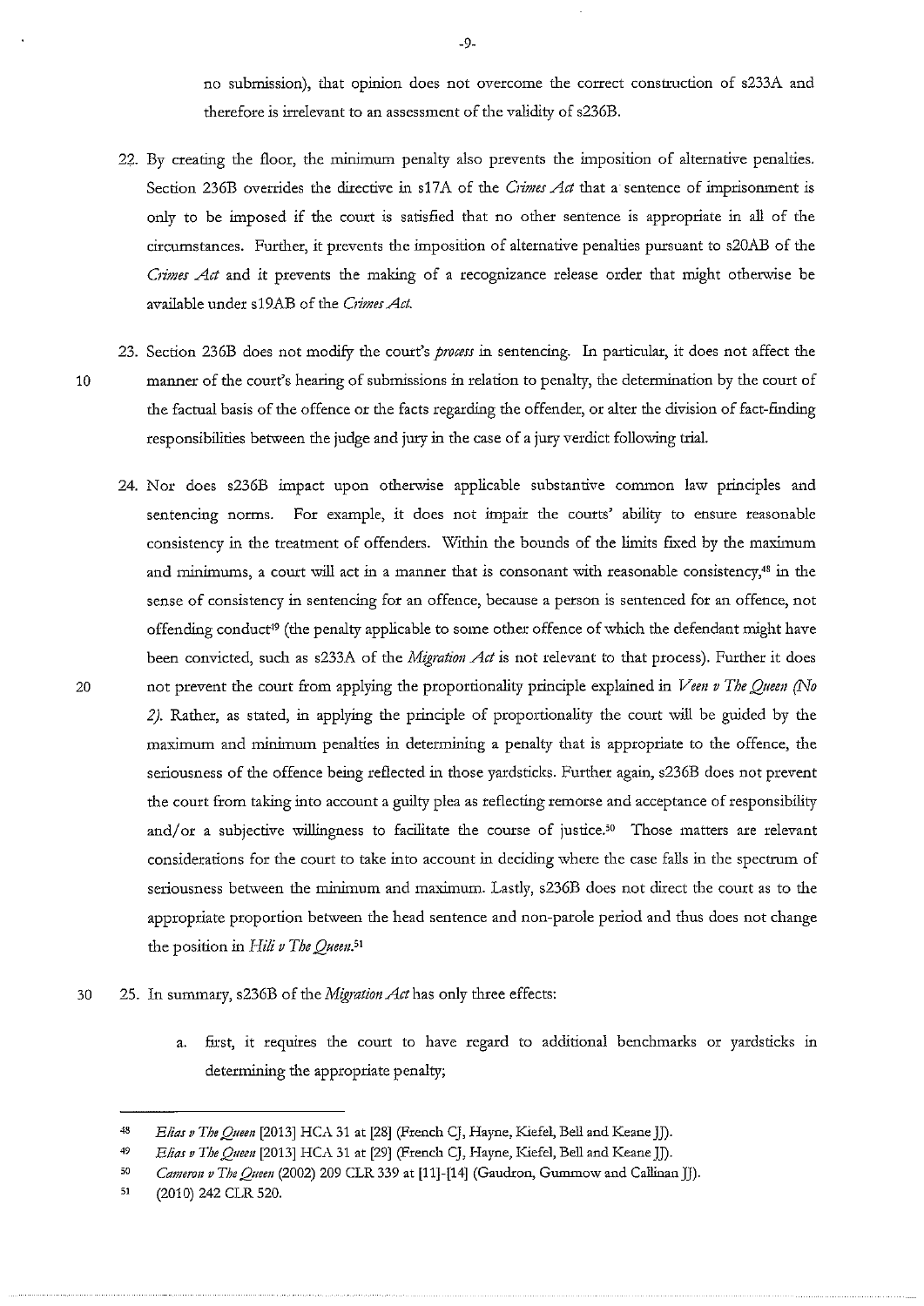no submission), that opinion does not overcome the correct construction of s233A and therefore is irrelevant to an assessment of the validity of s236B.

22. By creating the floor, the minimum penalty also prevents the imposition of alternative penalties. Section 236B overrides the directive in s17A of the *Crimes Act* that a sentence of imprisonment is only to be imposed if the court is satisfied that no other sentence is appropriate in all of the circumstances. Further, it prevents the imposition of alternative penalties pursuant to s20AB of the *Crimes Act* and it prevents the making of a recognizance release order that might otherwise be available under s19AB of the *Crimes Act*.

23. Section 236B does not modify the court's *process* in sentencing. In particular, it does not affect the manner of the court's hearing of submissions in relation to penalty, the determination by the court of the factual basis of the offence or the facts regarding the offender, or alter the division of fact-finding responsibilities between the judge and jury in the case of a jury verdict following trial.

24. Nor does s236B impact upon otherwise applicable substantive common law principles and sentencing norms. For example, it does not impair the courts' ability to ensure reasonable consistency in the treatment of offenders. Within the bounds of the limits fixed by the maximum and minimums, a court will act in a manner that is consonant with reasonable consistency,[48] in the sense of consistency in sentencing for an offence, because a person is sentenced for an offence, not offending conduct[49] (the penalty applicable to some other offence of which the defendant might have been convicted, such as s233A of the *Migration Act* is not relevant to that process). Further it does not prevent the court from applying the proportionality principle explained in *Veen v The Queen (No 2)*. Rather, as stated, in applying the principle of proportionality the court will be guided by the maximum and minimum penalties in determining a penalty that is appropriate to the offence, the seriousness of the offence being reflected in those yardsticks. Further again, s236B does not prevent the court from taking into account a guilty plea as reflecting remorse and acceptance of responsibility and/or a subjective willingness to facilitate the course of justice.[50] Those matters are relevant considerations for the court to take into account in deciding where the case falls in the spectrum of seriousness between the minimum and maximum. Lastly, s236B does not direct the court as to the appropriate proportion between the head sentence and non-parole period and thus does not change the position in *Hili v The Queen*.[51]

25. In summary, s236B of the *Migration Act* has only three effects:

    a. first, it requires the court to have regard to additional benchmarks or yardsticks in determining the appropriate penalty;

---

[48] *Elias v The Queen* [2013] HCA 31 at [28] (French CJ, Hayne, Kiefel, Bell and Keane JJ).

[49] *Elias v The Queen* [2013] HCA 31 at [29] (French CJ, Hayne, Kiefel, Bell and Keane JJ).

[50] *Cameron v The Queen* (2002) 209 CLR 339 at [11]-[14] (Gaudron, Gummow and Callinan JJ).

[51] (2010) 242 CLR 520.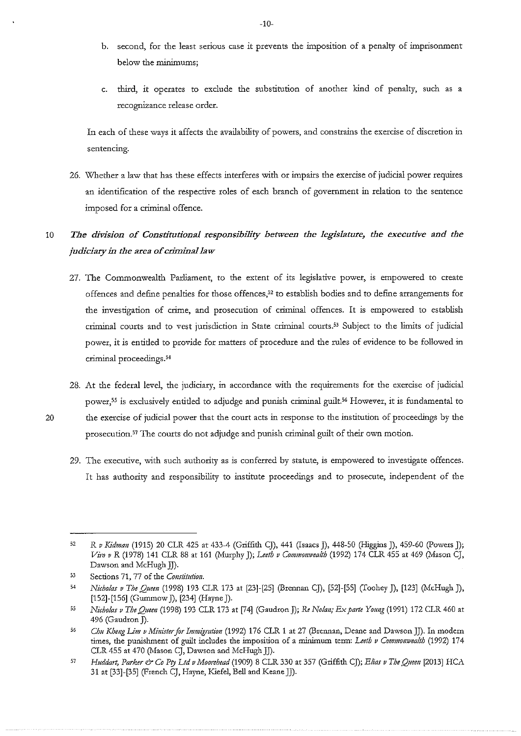b. second, for the least serious case it prevents the imposition of a penalty of imprisonment below the minimums;

c. third, it operates to exclude the substitution of another kind of penalty, such as a recognizance release order.

In each of these ways it affects the availability of powers, and constrains the exercise of discretion in sentencing.

26. Whether a law that has these effects interferes with or impairs the exercise of judicial power requires an identification of the respective roles of each branch of government in relation to the sentence imposed for a criminal offence.

***The division of Constitutional responsibility between the legislature, the executive and the judiciary in the area of criminal law***

27. The Commonwealth Parliament, to the extent of its legislative power, is empowered to create offences and define penalties for those offences,[52] to establish bodies and to define arrangements for the investigation of crime, and prosecution of criminal offences. It is empowered to establish criminal courts and to vest jurisdiction in State criminal courts.[53] Subject to the limits of judicial power, it is entitled to provide for matters of procedure and the rules of evidence to be followed in criminal proceedings.[54]

28. At the federal level, the judiciary, in accordance with the requirements for the exercise of judicial power,[55] is exclusively entitled to adjudge and punish criminal guilt.[56] However, it is fundamental to the exercise of judicial power that the court acts in response to the institution of proceedings by the prosecution.[57] The courts do not adjudge and punish criminal guilt of their own motion.

29. The executive, with such authority as is conferred by statute, is empowered to investigate offences. It has authority and responsibility to institute proceedings and to prosecute, independent of the

---

52 *R v Kidman* (1915) 20 CLR 425 at 433-4 (Griffith CJ), 441 (Isaacs J), 448-50 (Higgins J), 459-60 (Powers J); *Viro v R* (1978) 141 CLR 88 at 161 (Murphy J); *Leeth v Commonwealth* (1992) 174 CLR 455 at 469 (Mason CJ, Dawson and McHugh JJ).

53 Sections 71, 77 of the *Constitution*.

54 *Nicholas v The Queen* (1998) 193 CLR 173 at [23]-[25] (Brennan CJ), [52]-[55] (Toohey J), [123] (McHugh J), [152]-[156] (Gummow J), [234] (Hayne J).

55 *Nicholas v The Queen* (1998) 193 CLR 173 at [74] (Gaudron J); *Re Nolan; Ex parte Young* (1991) 172 CLR 460 at 496 (Gaudron J).

56 *Chu Kheng Lim v Minister for Immigration* (1992) 176 CLR 1 at 27 (Brennan, Deane and Dawson JJ). In modern times, the punishment of guilt includes the imposition of a minimum term: *Leeth v Commonwealth* (1992) 174 CLR 455 at 470 (Mason CJ, Dawson and McHugh JJ).

57 *Huddart, Parker & Co Pty Ltd v Moorehead* (1909) 8 CLR 330 at 357 (Griffith CJ); *Elias v The Queen* [2013] HCA 31 at [33]-[35] (French CJ, Hayne, Kiefel, Bell and Keane JJ).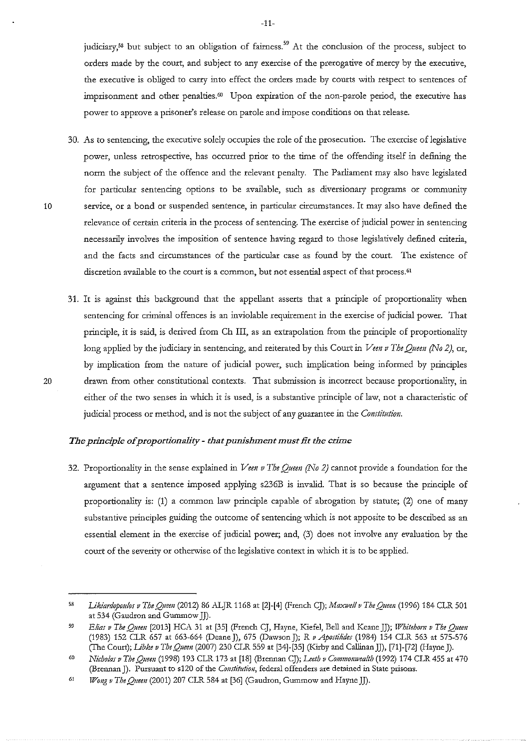judiciary,[58] but subject to an obligation of fairness.[59] At the conclusion of the process, subject to orders made by the court, and subject to any exercise of the prerogative of mercy by the executive, the executive is obliged to carry into effect the orders made by courts with respect to sentences of imprisonment and other penalties.[60] Upon expiration of the non-parole period, the executive has power to approve a prisoner's release on parole and impose conditions on that release.

30. As to sentencing, the executive solely occupies the role of the prosecution. The exercise of legislative power, unless retrospective, has occurred prior to the time of the offending itself in defining the norm the subject of the offence and the relevant penalty. The Parliament may also have legislated for particular sentencing options to be available, such as diversionary programs or community service, or a bond or suspended sentence, in particular circumstances. It may also have defined the relevance of certain criteria in the process of sentencing. The exercise of judicial power in sentencing necessarily involves the imposition of sentence having regard to those legislatively defined criteria, and the facts and circumstances of the particular case as found by the court. The existence of discretion available to the court is a common, but not essential aspect of that process.[61]

31. It is against this background that the appellant asserts that a principle of proportionality when sentencing for criminal offences is an inviolable requirement in the exercise of judicial power. That principle, it is said, is derived from Ch III, as an extrapolation from the principle of proportionality long applied by the judiciary in sentencing, and reiterated by this Court in *Veen v The Queen (No 2)*, or, by implication from the nature of judicial power, such implication being informed by principles drawn from other constitutional contexts. That submission is incorrect because proportionality, in either of the two senses in which it is used, is a substantive principle of law, not a characteristic of judicial process or method, and is not the subject of any guarantee in the *Constitution*.

### *The principle of proportionality - that punishment must fit the crime*

32. Proportionality in the sense explained in *Veen v The Queen (No 2)* cannot provide a foundation for the argument that a sentence imposed applying s236B is invalid. That is so because the principle of proportionality is: (1) a common law principle capable of abrogation by statute; (2) one of many substantive principles guiding the outcome of sentencing which is not apposite to be described as an essential element in the exercise of judicial power; and, (3) does not involve any evaluation by the court of the severity or otherwise of the legislative context in which it is to be applied.

---

[58] *Likiardopoulos v The Queen* (2012) 86 ALJR 1168 at [2]-[4] (French CJ); *Maxwell v The Queen* (1996) 184 CLR 501 at 534 (Gaudron and Gummow JJ).

[59] *Elias v The Queen* [2013] HCA 31 at [35] (French CJ, Hayne, Kiefel, Bell and Keane JJ); *Whitehorn v The Queen* (1983) 152 CLR 657 at 663-664 (Deane J), 675 (Dawson J); *R v Apostilides* (1984) 154 CLR 563 at 575-576 (The Court); *Libke v The Queen* (2007) 230 CLR 559 at [34]-[35] (Kirby and Callinan JJ), [71]-[72] (Hayne J).

[60] *Nicholas v The Queen* (1998) 193 CLR 173 at [18] (Brennan CJ); *Leeth v Commonwealth* (1992) 174 CLR 455 at 470 (Brennan J). Pursuant to s120 of the *Constitution*, federal offenders are detained in State prisons.

[61] *Wong v The Queen* (2001) 207 CLR 584 at [36] (Gaudron, Gummow and Hayne JJ).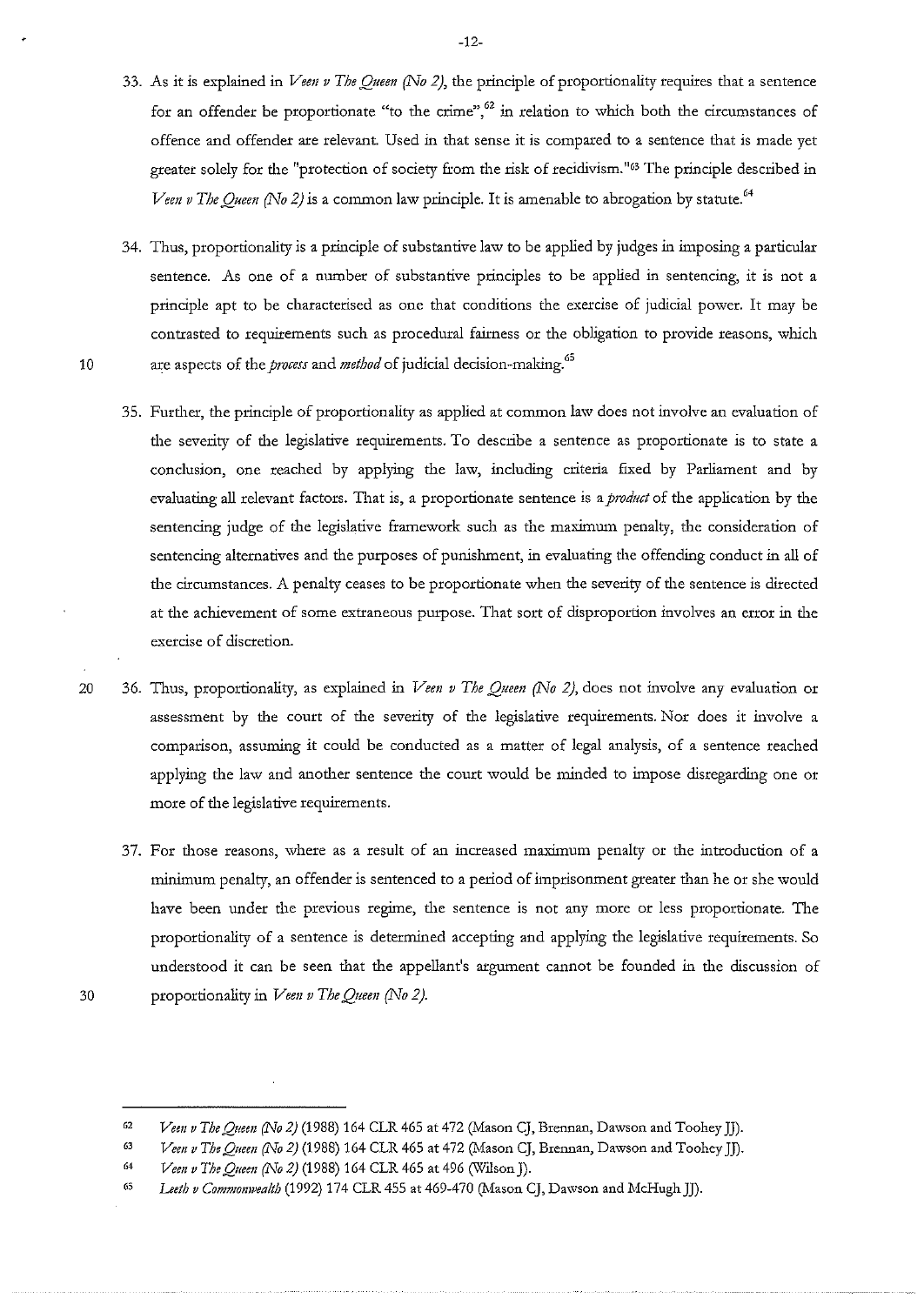33. As it is explained in *Veen v The Queen (No 2)*, the principle of proportionality requires that a sentence for an offender be proportionate "to the crime",[62] in relation to which both the circumstances of offence and offender are relevant. Used in that sense it is compared to a sentence that is made yet greater solely for the "protection of society from the risk of recidivism."[63] The principle described in *Veen v The Queen (No 2)* is a common law principle. It is amenable to abrogation by statute.[64]

34. Thus, proportionality is a principle of substantive law to be applied by judges in imposing a particular sentence. As one of a number of substantive principles to be applied in sentencing, it is not a principle apt to be characterised as one that conditions the exercise of judicial power. It may be contrasted to requirements such as procedural fairness or the obligation to provide reasons, which are aspects of the *process* and *method* of judicial decision-making.[65]

35. Further, the principle of proportionality as applied at common law does not involve an evaluation of the severity of the legislative requirements. To describe a sentence as proportionate is to state a conclusion, one reached by applying the law, including criteria fixed by Parliament and by evaluating all relevant factors. That is, a proportionate sentence is a *product* of the application by the sentencing judge of the legislative framework such as the maximum penalty, the consideration of sentencing alternatives and the purposes of punishment, in evaluating the offending conduct in all of the circumstances. A penalty ceases to be proportionate when the severity of the sentence is directed at the achievement of some extraneous purpose. That sort of disproportion involves an error in the exercise of discretion.

36. Thus, proportionality, as explained in *Veen v The Queen (No 2)*, does not involve any evaluation or assessment by the court of the severity of the legislative requirements. Nor does it involve a comparison, assuming it could be conducted as a matter of legal analysis, of a sentence reached applying the law and another sentence the court would be minded to impose disregarding one or more of the legislative requirements.

37. For those reasons, where as a result of an increased maximum penalty or the introduction of a minimum penalty, an offender is sentenced to a period of imprisonment greater than he or she would have been under the previous regime, the sentence is not any more or less proportionate. The proportionality of a sentence is determined accepting and applying the legislative requirements. So understood it can be seen that the appellant's argument cannot be founded in the discussion of proportionality in *Veen v The Queen (No 2)*.

---

[62] *Veen v The Queen (No 2)* (1988) 164 CLR 465 at 472 (Mason CJ, Brennan, Dawson and Toohey JJ).

[63] *Veen v The Queen (No 2)* (1988) 164 CLR 465 at 472 (Mason CJ, Brennan, Dawson and Toohey JJ).

[64] *Veen v The Queen (No 2)* (1988) 164 CLR 465 at 496 (Wilson J).

[65] *Leeth v Commonwealth* (1992) 174 CLR 455 at 469-470 (Mason CJ, Dawson and McHugh JJ).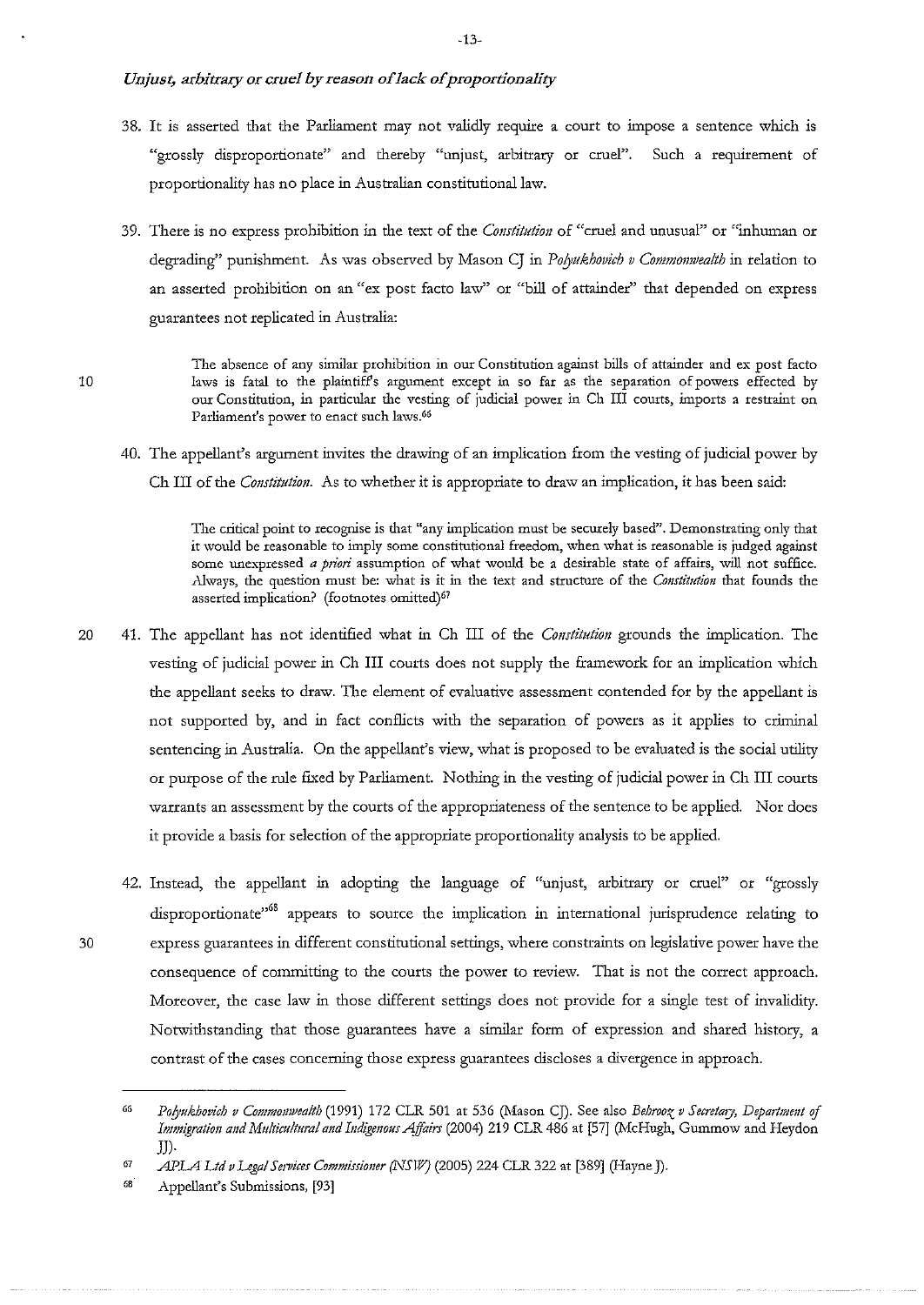### *Unjust, arbitrary or cruel by reason of lack of proportionality*

38. It is asserted that the Parliament may not validly require a court to impose a sentence which is "grossly disproportionate" and thereby "unjust, arbitrary or cruel". Such a requirement of proportionality has no place in Australian constitutional law.

39. There is no express prohibition in the text of the *Constitution* of "cruel and unusual" or "inhuman or degrading" punishment. As was observed by Mason CJ in *Polyukhovich v Commonwealth* in relation to an asserted prohibition on an "ex post facto law" or "bill of attainder" that depended on express guarantees not replicated in Australia:

> The absence of any similar prohibition in our Constitution against bills of attainder and ex post facto laws is fatal to the plaintiff's argument except in so far as the separation of powers effected by our Constitution, in particular the vesting of judicial power in Ch III courts, imports a restraint on Parliament's power to enact such laws.[66]

40. The appellant's argument invites the drawing of an implication from the vesting of judicial power by Ch III of the *Constitution*. As to whether it is appropriate to draw an implication, it has been said:

> The critical point to recognise is that "any implication must be securely based". Demonstrating only that it would be reasonable to imply some constitutional freedom, when what is reasonable is judged against some unexpressed *a priori* assumption of what would be a desirable state of affairs, will not suffice. Always, the question must be: what is it in the text and structure of the *Constitution* that founds the asserted implication? (footnotes omitted)[67]

41. The appellant has not identified what in Ch III of the *Constitution* grounds the implication. The vesting of judicial power in Ch III courts does not supply the framework for an implication which the appellant seeks to draw. The element of evaluative assessment contended for by the appellant is not supported by, and in fact conflicts with the separation of powers as it applies to criminal sentencing in Australia. On the appellant's view, what is proposed to be evaluated is the social utility or purpose of the rule fixed by Parliament. Nothing in the vesting of judicial power in Ch III courts warrants an assessment by the courts of the appropriateness of the sentence to be applied. Nor does it provide a basis for selection of the appropriate proportionality analysis to be applied.

42. Instead, the appellant in adopting the language of "unjust, arbitrary or cruel" or "grossly disproportionate"[68] appears to source the implication in international jurisprudence relating to express guarantees in different constitutional settings, where constraints on legislative power have the consequence of committing to the courts the power to review. That is not the correct approach. Moreover, the case law in those different settings does not provide for a single test of invalidity. Notwithstanding that those guarantees have a similar form of expression and shared history, a contrast of the cases concerning those express guarantees discloses a divergence in approach.

---

[66] *Polyukhovich v Commonwealth* (1991) 172 CLR 501 at 536 (Mason CJ). See also *Behrooz v Secretary, Department of Immigration and Multicultural and Indigenous Affairs* (2004) 219 CLR 486 at [57] (McHugh, Gummow and Heydon JJ).

[67] *APLA Ltd v Legal Services Commissioner (NSW)* (2005) 224 CLR 322 at [389] (Hayne J).

[68] Appellant's Submissions, [93]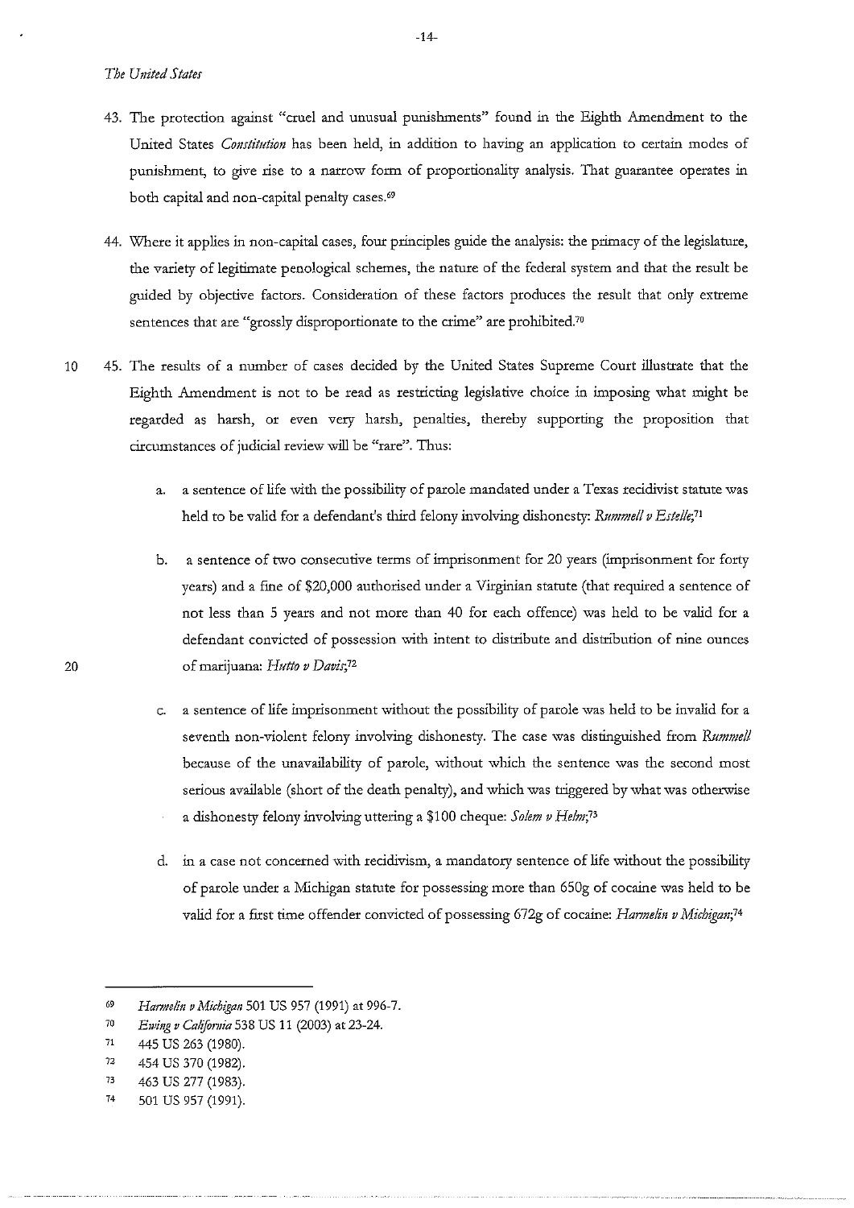*The United States*

43. The protection against "cruel and unusual punishments" found in the Eighth Amendment to the United States *Constitution* has been held, in addition to having an application to certain modes of punishment, to give rise to a narrow form of proportionality analysis. That guarantee operates in both capital and non-capital penalty cases.[69]

44. Where it applies in non-capital cases, four principles guide the analysis: the primacy of the legislature, the variety of legitimate penological schemes, the nature of the federal system and that the result be guided by objective factors. Consideration of these factors produces the result that only extreme sentences that are "grossly disproportionate to the crime" are prohibited.[70]

45. The results of a number of cases decided by the United States Supreme Court illustrate that the Eighth Amendment is not to be read as restricting legislative choice in imposing what might be regarded as harsh, or even very harsh, penalties, thereby supporting the proposition that circumstances of judicial review will be "rare". Thus:

    a. a sentence of life with the possibility of parole mandated under a Texas recidivist statute was held to be valid for a defendant's third felony involving dishonesty: *Rummell v Estelle*;[71]

    b. a sentence of two consecutive terms of imprisonment for 20 years (imprisonment for forty years) and a fine of $20,000 authorised under a Virginian statute (that required a sentence of not less than 5 years and not more than 40 for each offence) was held to be valid for a defendant convicted of possession with intent to distribute and distribution of nine ounces of marijuana: *Hutto v Davis*;[72]

    c. a sentence of life imprisonment without the possibility of parole was held to be invalid for a seventh non-violent felony involving dishonesty. The case was distinguished from *Rummell* because of the unavailability of parole, without which the sentence was the second most serious available (short of the death penalty), and which was triggered by what was otherwise a dishonesty felony involving uttering a $100 cheque: *Solem v Helm*;[73]

    d. in a case not concerned with recidivism, a mandatory sentence of life without the possibility of parole under a Michigan statute for possessing more than 650g of cocaine was held to be valid for a first time offender convicted of possessing 672g of cocaine: *Harmelin v Michigan*;[74]

---

[69] *Harmelin v Michigan* 501 US 957 (1991) at 996-7.

[70] *Ewing v California* 538 US 11 (2003) at 23-24.

[71] 445 US 263 (1980).

[72] 454 US 370 (1982).

[73] 463 US 277 (1983).

[74] 501 US 957 (1991).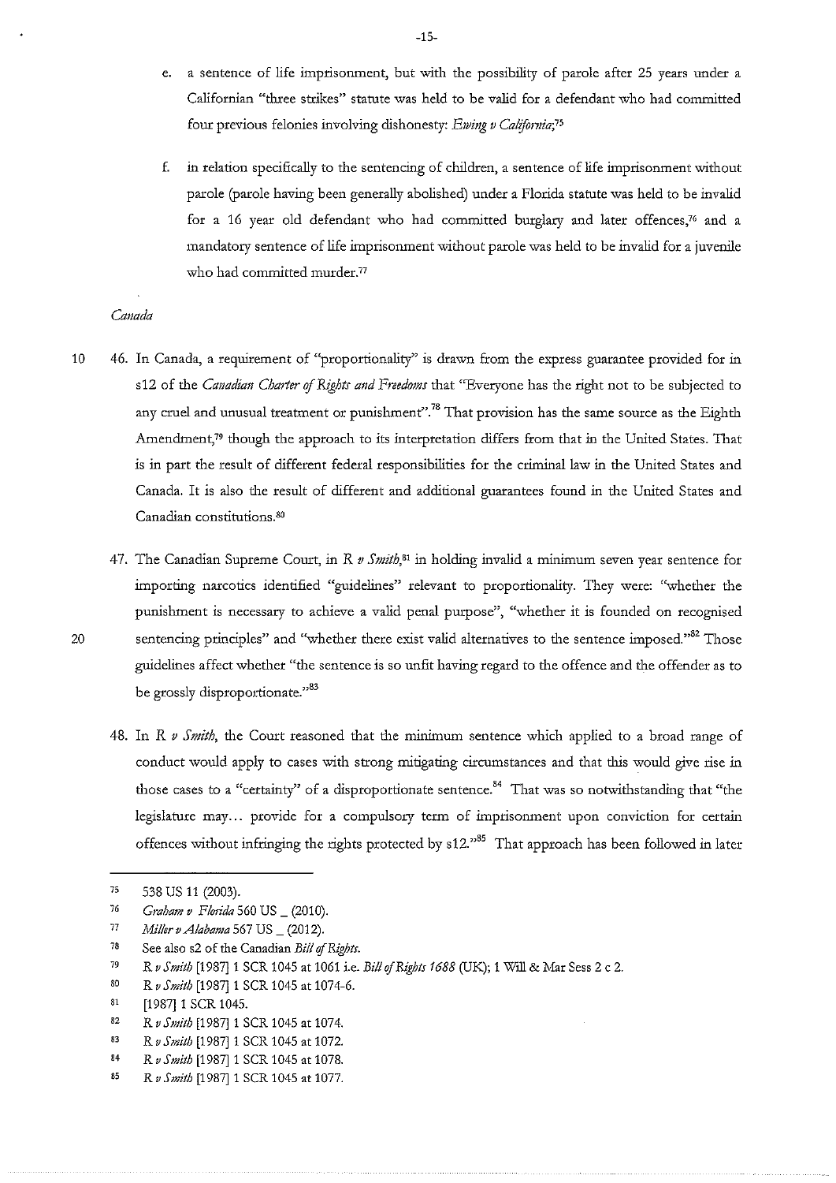e. a sentence of life imprisonment, but with the possibility of parole after 25 years under a Californian "three strikes" statute was held to be valid for a defendant who had committed four previous felonies involving dishonesty: *Ewing v California*;[75]

f. in relation specifically to the sentencing of children, a sentence of life imprisonment without parole (parole having been generally abolished) under a Florida statute was held to be invalid for a 16 year old defendant who had committed burglary and later offences,[76] and a mandatory sentence of life imprisonment without parole was held to be invalid for a juvenile who had committed murder.[77]

*Canada*

46. In Canada, a requirement of "proportionality" is drawn from the express guarantee provided for in s12 of the *Canadian Charter of Rights and Freedoms* that "Everyone has the right not to be subjected to any cruel and unusual treatment or punishment".[78] That provision has the same source as the Eighth Amendment,[79] though the approach to its interpretation differs from that in the United States. That is in part the result of different federal responsibilities for the criminal law in the United States and Canada. It is also the result of different and additional guarantees found in the United States and Canadian constitutions.[80]

47. The Canadian Supreme Court, in *R v Smith*,[81] in holding invalid a minimum seven year sentence for importing narcotics identified "guidelines" relevant to proportionality. They were: "whether the punishment is necessary to achieve a valid penal purpose", "whether it is founded on recognised sentencing principles" and "whether there exist valid alternatives to the sentence imposed."[82] Those guidelines affect whether "the sentence is so unfit having regard to the offence and the offender as to be grossly disproportionate."[83]

48. In *R v Smith*, the Court reasoned that the minimum sentence which applied to a broad range of conduct would apply to cases with strong mitigating circumstances and that this would give rise in those cases to a "certainty" of a disproportionate sentence.[84] That was so notwithstanding that "the legislature may... provide for a compulsory term of imprisonment upon conviction for certain offences without infringing the rights protected by s12."[85] That approach has been followed in later

---

75 538 US 11 (2003).

76 *Graham v Florida* 560 US _ (2010).

77 *Miller v Alabama* 567 US _ (2012).

78 See also s2 of the Canadian *Bill of Rights*.

79 *R v Smith* [1987] 1 SCR 1045 at 1061 i.e. *Bill of Rights 1688* (UK); 1 Will & Mar Sess 2 c 2.

80 *R v Smith* [1987] 1 SCR 1045 at 1074-6.

81 [1987] 1 SCR 1045.

82 *R v Smith* [1987] 1 SCR 1045 at 1074.

83 *R v Smith* [1987] 1 SCR 1045 at 1072.

84 *R v Smith* [1987] 1 SCR 1045 at 1078.

85 *R v Smith* [1987] 1 SCR 1045 at 1077.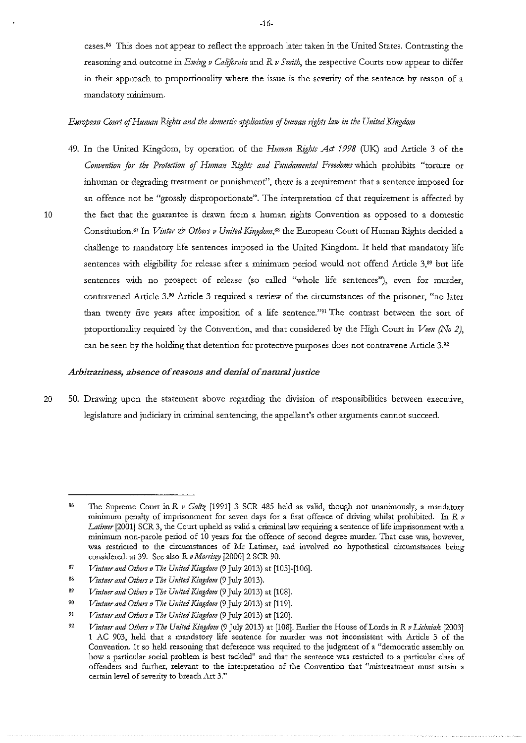cases.[86] This does not appear to reflect the approach later taken in the United States. Contrasting the reasoning and outcome in *Ewing v California* and *R v Smith*, the respective Courts now appear to differ in their approach to proportionality where the issue is the severity of the sentence by reason of a mandatory minimum.

*European Court of Human Rights and the domestic application of human rights law in the United Kingdom*

49. In the United Kingdom, by operation of the *Human Rights Act 1998* (UK) and Article 3 of the *Convention for the Protection of Human Rights and Fundamental Freedoms* which prohibits "torture or inhuman or degrading treatment or punishment", there is a requirement that a sentence imposed for an offence not be "grossly disproportionate". The interpretation of that requirement is affected by the fact that the guarantee is drawn from a human rights Convention as opposed to a domestic Constitution.[87] In *Vinter & Others v United Kingdom*,[88] the European Court of Human Rights decided a challenge to mandatory life sentences imposed in the United Kingdom. It held that mandatory life sentences with eligibility for release after a minimum period would not offend Article 3,[89] but life sentences with no prospect of release (so called "whole life sentences"), even for murder, contravened Article 3.[90] Article 3 required a review of the circumstances of the prisoner, "no later than twenty five years after imposition of a life sentence."[91] The contrast between the sort of proportionality required by the Convention, and that considered by the High Court in *Veen (No 2)*, can be seen by the holding that detention for protective purposes does not contravene Article 3.[92]

***Arbitrariness, absence of reasons and denial of natural justice***

50. Drawing upon the statement above regarding the division of responsibilities between executive, legislature and judiciary in criminal sentencing, the appellant's other arguments cannot succeed.

---

[86] The Supreme Court in *R v Goltz* [1991] 3 SCR 485 held as valid, though not unanimously, a mandatory minimum penalty of imprisonment for seven days for a first offence of driving whilst prohibited. In *R v Latimer* [2001] SCR 3, the Court upheld as valid a criminal law requiring a sentence of life imprisonment with a minimum non-parole period of 10 years for the offence of second degree murder. That case was, however, was restricted to the circumstances of Mr Latimer, and involved no hypothetical circumstances being considered: at 39. See also *R v Morrisey* [2000] 2 SCR 90.

[87] *Vintner and Others v The United Kingdom* (9 July 2013) at [105]-[106].

[88] *Vintner and Others v The United Kingdom* (9 July 2013).

[89] *Vintner and Others v The United Kingdom* (9 July 2013) at [108].

[90] *Vintner and Others v The United Kingdom* (9 July 2013) at [119].

[91] *Vintner and Others v The United Kingdom* (9 July 2013) at [120].

[92] *Vintner and Others v The United Kingdom* (9 July 2013) at [108]. Earlier the House of Lords in *R v Lichniak* [2003] 1 AC 903, held that a mandatory life sentence for murder was not inconsistent with Article 3 of the Convention. It so held reasoning that deference was required to the judgment of a "democratic assembly on how a particular social problem is best tackled" and that the sentence was restricted to a particular class of offenders and further, relevant to the interpretation of the Convention that "mistreatment must attain a certain level of severity to breach Art 3."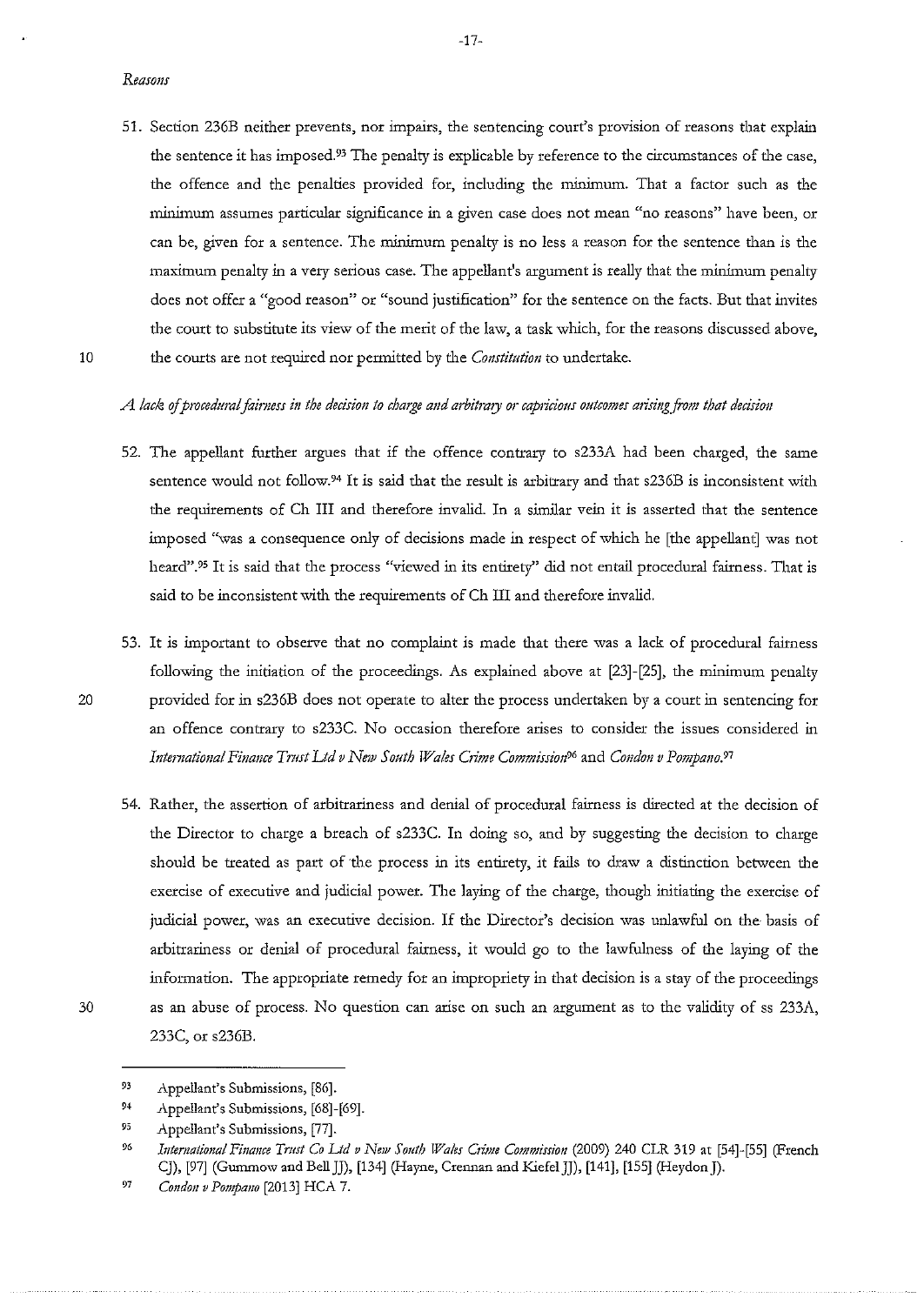*Reasons*

51. Section 236B neither prevents, nor impairs, the sentencing court's provision of reasons that explain the sentence it has imposed.[93] The penalty is explicable by reference to the circumstances of the case, the offence and the penalties provided for, including the minimum. That a factor such as the minimum assumes particular significance in a given case does not mean "no reasons" have been, or can be, given for a sentence. The minimum penalty is no less a reason for the sentence than is the maximum penalty in a very serious case. The appellant's argument is really that the minimum penalty does not offer a "good reason" or "sound justification" for the sentence on the facts. But that invites the court to substitute its view of the merit of the law, a task which, for the reasons discussed above, the courts are not required nor permitted by the *Constitution* to undertake.

*A lack of procedural fairness in the decision to charge and arbitrary or capricious outcomes arising from that decision*

52. The appellant further argues that if the offence contrary to s233A had been charged, the same sentence would not follow.[94] It is said that the result is arbitrary and that s236B is inconsistent with the requirements of Ch III and therefore invalid. In a similar vein it is asserted that the sentence imposed "was a consequence only of decisions made in respect of which he [the appellant] was not heard".[95] It is said that the process "viewed in its entirety" did not entail procedural fairness. That is said to be inconsistent with the requirements of Ch III and therefore invalid.

53. It is important to observe that no complaint is made that there was a lack of procedural fairness following the initiation of the proceedings. As explained above at [23]-[25], the minimum penalty provided for in s236B does not operate to alter the process undertaken by a court in sentencing for an offence contrary to s233C. No occasion therefore arises to consider the issues considered in *International Finance Trust Ltd v New South Wales Crime Commission*[96] and *Condon v Pompano*.[97]

54. Rather, the assertion of arbitrariness and denial of procedural fairness is directed at the decision of the Director to charge a breach of s233C. In doing so, and by suggesting the decision to charge should be treated as part of the process in its entirety, it fails to draw a distinction between the exercise of executive and judicial power. The laying of the charge, though initiating the exercise of judicial power, was an executive decision. If the Director's decision was unlawful on the basis of arbitrariness or denial of procedural fairness, it would go to the lawfulness of the laying of the information. The appropriate remedy for an impropriety in that decision is a stay of the proceedings as an abuse of process. No question can arise on such an argument as to the validity of ss 233A, 233C, or s236B.

---

[93] Appellant's Submissions, [86].

[94] Appellant's Submissions, [68]-[69].

[95] Appellant's Submissions, [77].

[96] *International Finance Trust Co Ltd v New South Wales Crime Commission* (2009) 240 CLR 319 at [54]-[55] (French CJ), [97] (Gummow and Bell JJ), [134] (Hayne, Crennan and Kiefel JJ), [141], [155] (Heydon J).

[97] *Condon v Pompano* [2013] HCA 7.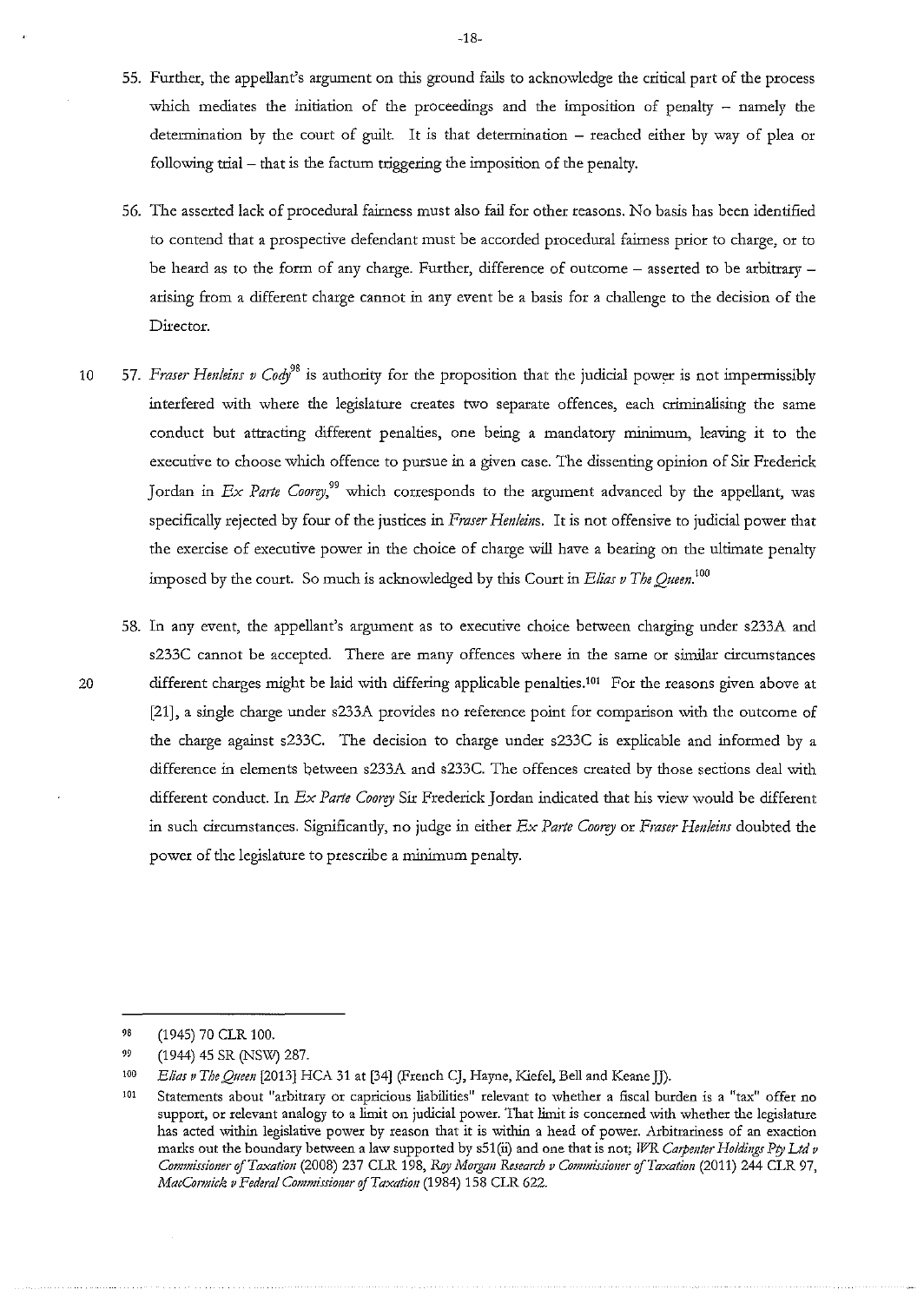55. Further, the appellant's argument on this ground fails to acknowledge the critical part of the process which mediates the initiation of the proceedings and the imposition of penalty – namely the determination by the court of guilt. It is that determination – reached either by way of plea or following trial – that is the factum triggering the imposition of the penalty.

56. The asserted lack of procedural fairness must also fail for other reasons. No basis has been identified to contend that a prospective defendant must be accorded procedural fairness prior to charge, or to be heard as to the form of any charge. Further, difference of outcome – asserted to be arbitrary – arising from a different charge cannot in any event be a basis for a challenge to the decision of the Director.

57. *Fraser Henleins v Cody*[98] is authority for the proposition that the judicial power is not impermissibly interfered with where the legislature creates two separate offences, each criminalising the same conduct but attracting different penalties, one being a mandatory minimum, leaving it to the executive to choose which offence to pursue in a given case. The dissenting opinion of Sir Frederick Jordan in *Ex Parte Coorey*,[99] which corresponds to the argument advanced by the appellant, was specifically rejected by four of the justices in *Fraser Henleins*. It is not offensive to judicial power that the exercise of executive power in the choice of charge will have a bearing on the ultimate penalty imposed by the court. So much is acknowledged by this Court in *Elias v The Queen*.[100]

58. In any event, the appellant's argument as to executive choice between charging under s233A and s233C cannot be accepted. There are many offences where in the same or similar circumstances different charges might be laid with differing applicable penalties.[101] For the reasons given above at [21], a single charge under s233A provides no reference point for comparison with the outcome of the charge against s233C. The decision to charge under s233C is explicable and informed by a difference in elements between s233A and s233C. The offences created by those sections deal with different conduct. In *Ex Parte Coorey* Sir Frederick Jordan indicated that his view would be different in such circumstances. Significantly, no judge in either *Ex Parte Coorey* or *Fraser Henleins* doubted the power of the legislature to prescribe a minimum penalty.

---

98 (1945) 70 CLR 100.

99 (1944) 45 SR (NSW) 287.

100 *Elias v The Queen* [2013] HCA 31 at [34] (French CJ, Hayne, Kiefel, Bell and Keane JJ).

101 Statements about "arbitrary or capricious liabilities" relevant to whether a fiscal burden is a "tax" offer no support, or relevant analogy to a limit on judicial power. That limit is concerned with whether the legislature has acted within legislative power by reason that it is within a head of power. Arbitrariness of an exaction marks out the boundary between a law supported by s51(ii) and one that is not; *WR Carpenter Holdings Pty Ltd v Commissioner of Taxation* (2008) 237 CLR 198, *Roy Morgan Research v Commissioner of Taxation* (2011) 244 CLR 97, *MacCormick v Federal Commissioner of Taxation* (1984) 158 CLR 622.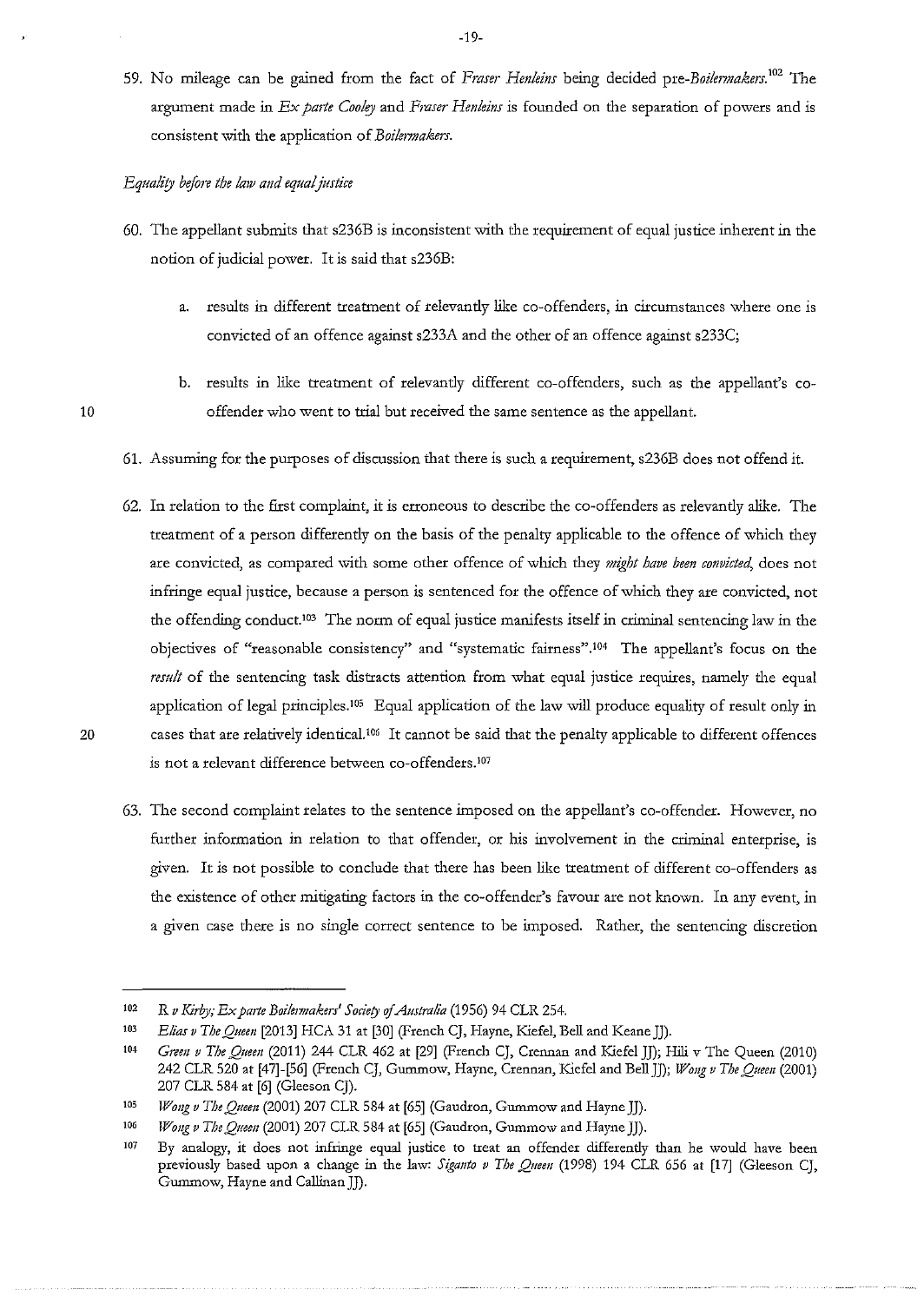59. No mileage can be gained from the fact of *Fraser Henleins* being decided pre-*Boilermakers*.[102] The argument made in *Ex parte Cooley* and *Fraser Henleins* is founded on the separation of powers and is consistent with the application of *Boilermakers*.

*Equality before the law and equal justice*

60. The appellant submits that s236B is inconsistent with the requirement of equal justice inherent in the notion of judicial power. It is said that s236B:

    a. results in different treatment of relevantly like co-offenders, in circumstances where one is convicted of an offence against s233A and the other of an offence against s233C;

    b. results in like treatment of relevantly different co-offenders, such as the appellant's co-offender who went to trial but received the same sentence as the appellant.

61. Assuming for the purposes of discussion that there is such a requirement, s236B does not offend it.

62. In relation to the first complaint, it is erroneous to describe the co-offenders as relevantly alike. The treatment of a person differently on the basis of the penalty applicable to the offence of which they are convicted, as compared with some other offence of which they *might have been convicted*, does not infringe equal justice, because a person is sentenced for the offence of which they are convicted, not the offending conduct.[103] The norm of equal justice manifests itself in criminal sentencing law in the objectives of "reasonable consistency" and "systematic fairness".[104] The appellant's focus on the *result* of the sentencing task distracts attention from what equal justice requires, namely the equal application of legal principles.[105] Equal application of the law will produce equality of result only in cases that are relatively identical.[106] It cannot be said that the penalty applicable to different offences is not a relevant difference between co-offenders.[107]

63. The second complaint relates to the sentence imposed on the appellant's co-offender. However, no further information in relation to that offender, or his involvement in the criminal enterprise, is given. It is not possible to conclude that there has been like treatment of different co-offenders as the existence of other mitigating factors in the co-offender's favour are not known. In any event, in a given case there is no single correct sentence to be imposed. Rather, the sentencing discretion

---

[102] *R v Kirby; Ex parte Boilermakers' Society of Australia* (1956) 94 CLR 254.

[103] *Elias v The Queen* [2013] HCA 31 at [30] (French CJ, Hayne, Kiefel, Bell and Keane JJ).

[104] *Green v The Queen* (2011) 244 CLR 462 at [29] (French CJ, Crennan and Kiefel JJ); Hili v The Queen (2010) 242 CLR 520 at [47]-[56] (French CJ, Gummow, Hayne, Crennan, Kiefel and Bell JJ); *Wong v The Queen* (2001) 207 CLR 584 at [6] (Gleeson CJ).

[105] *Wong v The Queen* (2001) 207 CLR 584 at [65] (Gaudron, Gummow and Hayne JJ).

[106] *Wong v The Queen* (2001) 207 CLR 584 at [65] (Gaudron, Gummow and Hayne JJ).

[107] By analogy, it does not infringe equal justice to treat an offender differently than he would have been previously based upon a change in the law: *Siganto v The Queen* (1998) 194 CLR 656 at [17] (Gleeson CJ, Gummow, Hayne and Callinan JJ).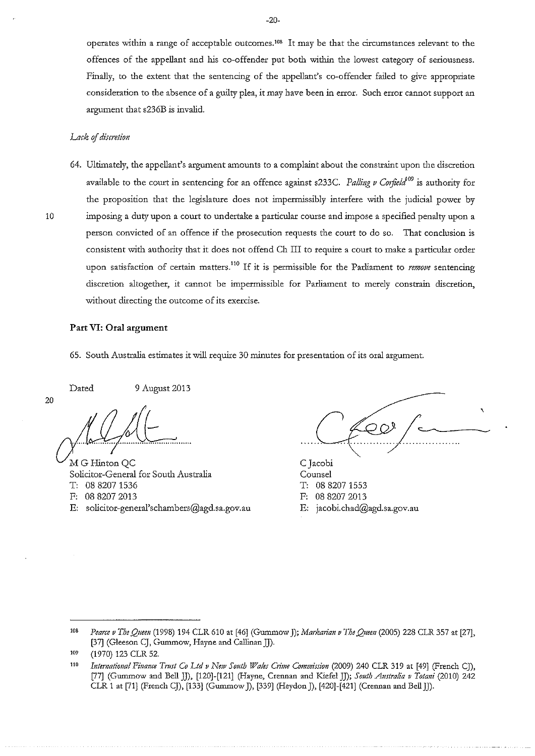operates within a range of acceptable outcomes.[108] It may be that the circumstances relevant to the offences of the appellant and his co-offender put both within the lowest category of seriousness. Finally, to the extent that the sentencing of the appellant's co-offender failed to give appropriate consideration to the absence of a guilty plea, it may have been in error. Such error cannot support an argument that s236B is invalid.

*Lack of discretion*

64. Ultimately, the appellant's argument amounts to a complaint about the constraint upon the discretion available to the court in sentencing for an offence against s233C. *Palling v Corfield*[109] is authority for the proposition that the legislature does not impermissibly interfere with the judicial power by imposing a duty upon a court to undertake a particular course and impose a specified penalty upon a person convicted of an offence if the prosecution requests the court to do so. That conclusion is consistent with authority that it does not offend Ch III to require a court to make a particular order upon satisfaction of certain matters.[110] If it is permissible for the Parliament to *remove* sentencing discretion altogether, it cannot be impermissible for Parliament to merely constrain discretion, without directing the outcome of its exercise.

## Part VI: Oral argument

65. South Australia estimates it will require 30 minutes for presentation of its oral argument.

Dated 9 August 2013

M G Hinton QC
Solicitor-General for South Australia
T: 08 8207 1536
F: 08 8207 2013
E: solicitor-general'schambers@agd.sa.gov.au

C Jacobi
Counsel
T: 08 8207 1553
F: 08 8207 2013
E: jacobi.chad@agd.sa.gov.au

---

[108] *Pearce v The Queen* (1998) 194 CLR 610 at [46] (Gummow J); *Markarian v The Queen* (2005) 228 CLR 357 at [27], [37] (Gleeson CJ, Gummow, Hayne and Callinan JJ).

[109] (1970) 123 CLR 52.

[110] *International Finance Trust Co Ltd v New South Wales Crime Commission* (2009) 240 CLR 319 at [49] (French CJ), [77] (Gummow and Bell JJ), [120]-[121] (Hayne, Crennan and Kiefel JJ); *South Australia v Totani* (2010) 242 CLR 1 at [71] (French CJ), [133] (Gummow J), [339] (Heydon J), [420]-[421] (Crennan and Bell JJ).